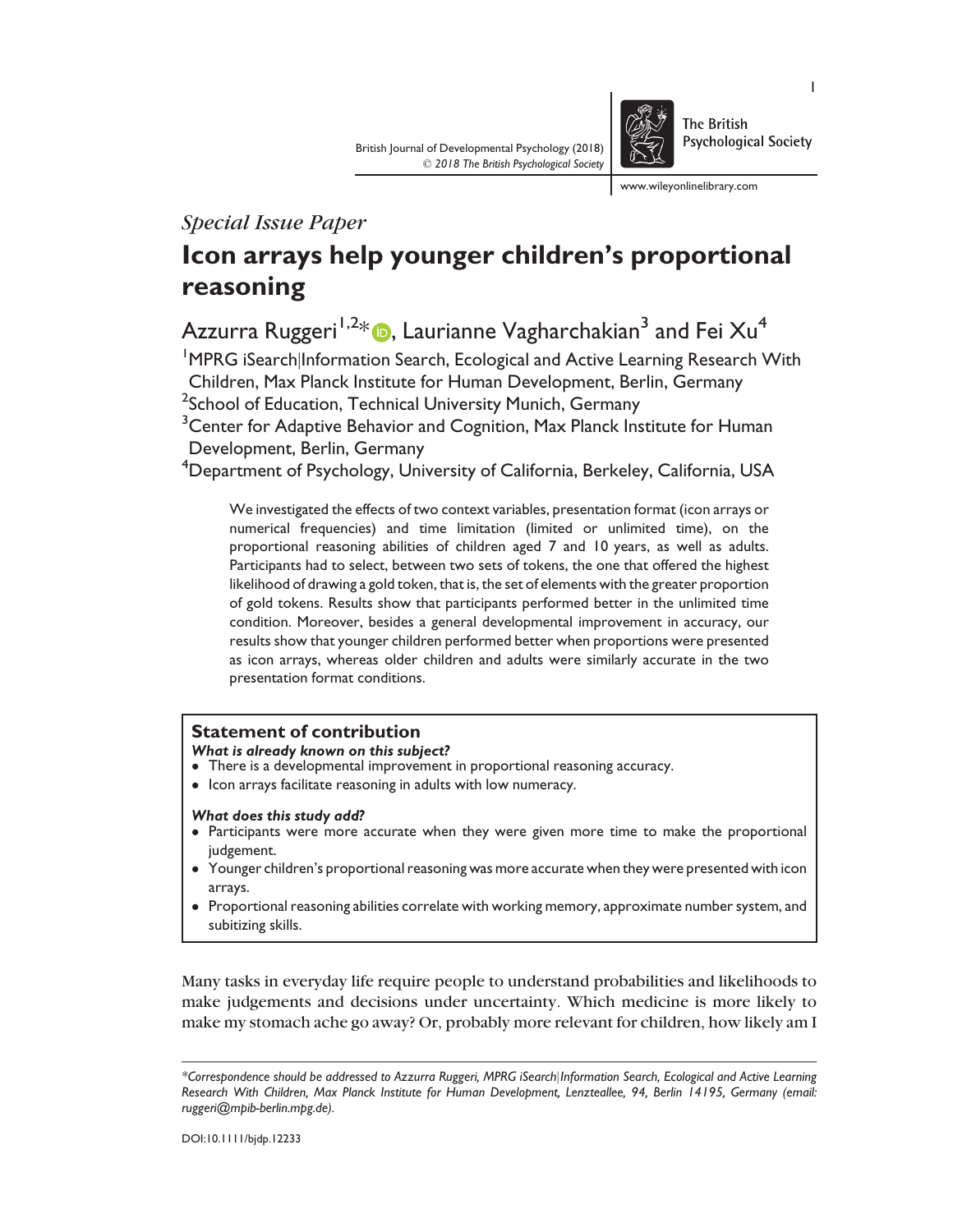*Special Issue Paper*

# Icon arrays help younger children's proportional reasoning

Azzurra Ruggeri[1,2]*, Laurianne Vagharchakian[3] and Fei Xu[4]

[1]MPRG iSearch|Information Search, Ecological and Active Learning Research With Children, Max Planck Institute for Human Development, Berlin, Germany

[2]School of Education, Technical University Munich, Germany

[3]Center for Adaptive Behavior and Cognition, Max Planck Institute for Human Development, Berlin, Germany

[4]Department of Psychology, University of California, Berkeley, California, USA

We investigated the effects of two context variables, presentation format (icon arrays or numerical frequencies) and time limitation (limited or unlimited time), on the proportional reasoning abilities of children aged 7 and 10 years, as well as adults. Participants had to select, between two sets of tokens, the one that offered the highest likelihood of drawing a gold token, that is, the set of elements with the greater proportion of gold tokens. Results show that participants performed better in the unlimited time condition. Moreover, besides a general developmental improvement in accuracy, our results show that younger children performed better when proportions were presented as icon arrays, whereas older children and adults were similarly accurate in the two presentation format conditions.

## Statement of contribution

***What is already known on this subject?***

- There is a developmental improvement in proportional reasoning accuracy.
- Icon arrays facilitate reasoning in adults with low numeracy.

***What does this study add?***

- Participants were more accurate when they were given more time to make the proportional judgement.
- Younger children's proportional reasoning was more accurate when they were presented with icon arrays.
- Proportional reasoning abilities correlate with working memory, approximate number system, and subitizing skills.

Many tasks in everyday life require people to understand probabilities and likelihoods to make judgements and decisions under uncertainty. Which medicine is more likely to make my stomach ache go away? Or, probably more relevant for children, how likely am I

*Correspondence should be addressed to Azzurra Ruggeri, MPRG iSearch|Information Search, Ecological and Active Learning Research With Children, Max Planck Institute for Human Development, Lentzeallee, 94, Berlin 14195, Germany (email: ruggeri@mpib-berlin.mpg.de).*

DOI:10.1111/bjdp.12233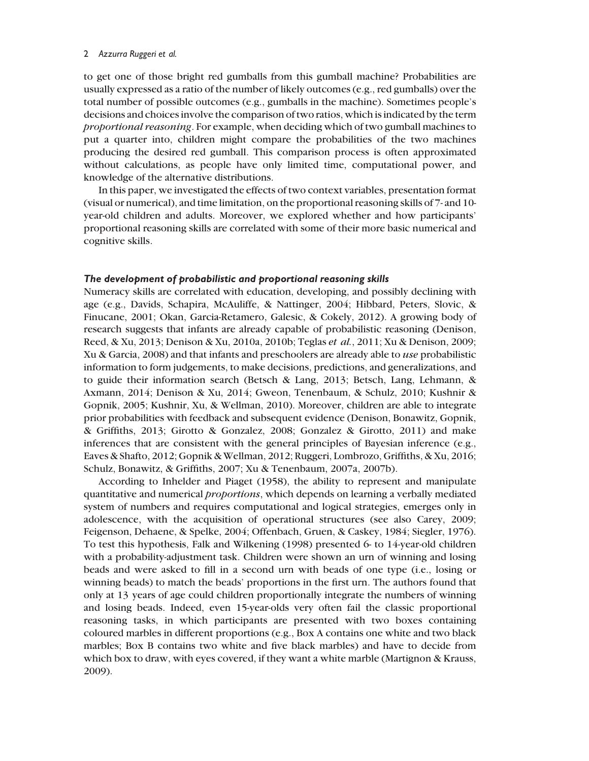to get one of those bright red gumballs from this gumball machine? Probabilities are usually expressed as a ratio of the number of likely outcomes (e.g., red gumballs) over the total number of possible outcomes (e.g., gumballs in the machine). Sometimes people's decisions and choices involve the comparison of two ratios, which is indicated by the term *proportional reasoning*. For example, when deciding which of two gumball machines to put a quarter into, children might compare the probabilities of the two machines producing the desired red gumball. This comparison process is often approximated without calculations, as people have only limited time, computational power, and knowledge of the alternative distributions.

In this paper, we investigated the effects of two context variables, presentation format (visual or numerical), and time limitation, on the proportional reasoning skills of 7- and 10-year-old children and adults. Moreover, we explored whether and how participants' proportional reasoning skills are correlated with some of their more basic numerical and cognitive skills.

### *The development of probabilistic and proportional reasoning skills*

Numeracy skills are correlated with education, developing, and possibly declining with age (e.g., Davids, Schapira, McAuliffe, & Nattinger, 2004; Hibbard, Peters, Slovic, & Finucane, 2001; Okan, Garcia-Retamero, Galesic, & Cokely, 2012). A growing body of research suggests that infants are already capable of probabilistic reasoning (Denison, Reed, & Xu, 2013; Denison & Xu, 2010a, 2010b; Teglas *et al.*, 2011; Xu & Denison, 2009; Xu & Garcia, 2008) and that infants and preschoolers are already able to *use* probabilistic information to form judgements, to make decisions, predictions, and generalizations, and to guide their information search (Betsch & Lang, 2013; Betsch, Lang, Lehmann, & Axmann, 2014; Denison & Xu, 2014; Gweon, Tenenbaum, & Schulz, 2010; Kushnir & Gopnik, 2005; Kushnir, Xu, & Wellman, 2010). Moreover, children are able to integrate prior probabilities with feedback and subsequent evidence (Denison, Bonawitz, Gopnik, & Griffiths, 2013; Girotto & Gonzalez, 2008; Gonzalez & Girotto, 2011) and make inferences that are consistent with the general principles of Bayesian inference (e.g., Eaves & Shafto, 2012; Gopnik & Wellman, 2012; Ruggeri, Lombrozo, Griffiths, & Xu, 2016; Schulz, Bonawitz, & Griffiths, 2007; Xu & Tenenbaum, 2007a, 2007b).

According to Inhelder and Piaget (1958), the ability to represent and manipulate quantitative and numerical *proportions*, which depends on learning a verbally mediated system of numbers and requires computational and logical strategies, emerges only in adolescence, with the acquisition of operational structures (see also Carey, 2009; Feigenson, Dehaene, & Spelke, 2004; Offenbach, Gruen, & Caskey, 1984; Siegler, 1976). To test this hypothesis, Falk and Wilkening (1998) presented 6- to 14-year-old children with a probability-adjustment task. Children were shown an urn of winning and losing beads and were asked to fill in a second urn with beads of one type (i.e., losing or winning beads) to match the beads' proportions in the first urn. The authors found that only at 13 years of age could children proportionally integrate the numbers of winning and losing beads. Indeed, even 15-year-olds very often fail the classic proportional reasoning tasks, in which participants are presented with two boxes containing coloured marbles in different proportions (e.g., Box A contains one white and two black marbles; Box B contains two white and five black marbles) and have to decide from which box to draw, with eyes covered, if they want a white marble (Martignon & Krauss, 2009).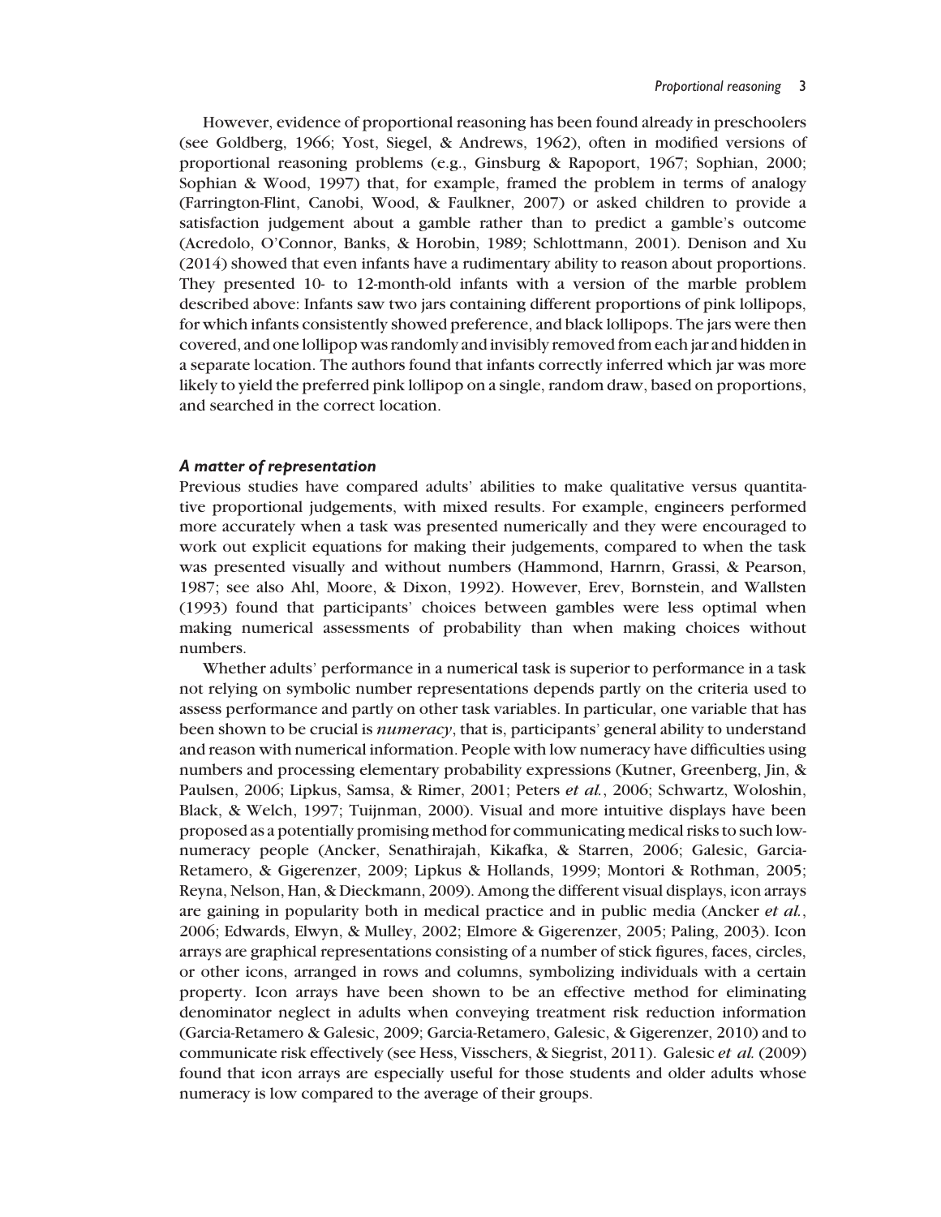However, evidence of proportional reasoning has been found already in preschoolers (see Goldberg, 1966; Yost, Siegel, & Andrews, 1962), often in modified versions of proportional reasoning problems (e.g., Ginsburg & Rapoport, 1967; Sophian, 2000; Sophian & Wood, 1997) that, for example, framed the problem in terms of analogy (Farrington-Flint, Canobi, Wood, & Faulkner, 2007) or asked children to provide a satisfaction judgement about a gamble rather than to predict a gamble's outcome (Acredolo, O'Connor, Banks, & Horobin, 1989; Schlottmann, 2001). Denison and Xu (2014) showed that even infants have a rudimentary ability to reason about proportions. They presented 10- to 12-month-old infants with a version of the marble problem described above: Infants saw two jars containing different proportions of pink lollipops, for which infants consistently showed preference, and black lollipops. The jars were then covered, and one lollipop was randomly and invisibly removed from each jar and hidden in a separate location. The authors found that infants correctly inferred which jar was more likely to yield the preferred pink lollipop on a single, random draw, based on proportions, and searched in the correct location.

### *A matter of representation*

Previous studies have compared adults' abilities to make qualitative versus quantitative proportional judgements, with mixed results. For example, engineers performed more accurately when a task was presented numerically and they were encouraged to work out explicit equations for making their judgements, compared to when the task was presented visually and without numbers (Hammond, Harnrn, Grassi, & Pearson, 1987; see also Ahl, Moore, & Dixon, 1992). However, Erev, Bornstein, and Wallsten (1993) found that participants' choices between gambles were less optimal when making numerical assessments of probability than when making choices without numbers.

Whether adults' performance in a numerical task is superior to performance in a task not relying on symbolic number representations depends partly on the criteria used to assess performance and partly on other task variables. In particular, one variable that has been shown to be crucial is *numeracy*, that is, participants' general ability to understand and reason with numerical information. People with low numeracy have difficulties using numbers and processing elementary probability expressions (Kutner, Greenberg, Jin, & Paulsen, 2006; Lipkus, Samsa, & Rimer, 2001; Peters *et al.*, 2006; Schwartz, Woloshin, Black, & Welch, 1997; Tuijnman, 2000). Visual and more intuitive displays have been proposed as a potentially promising method for communicating medical risks to such low-numeracy people (Ancker, Senathirajah, Kikafka, & Starren, 2006; Galesic, Garcia-Retamero, & Gigerenzer, 2009; Lipkus & Hollands, 1999; Montori & Rothman, 2005; Reyna, Nelson, Han, & Dieckmann, 2009). Among the different visual displays, icon arrays are gaining in popularity both in medical practice and in public media (Ancker *et al.*, 2006; Edwards, Elwyn, & Mulley, 2002; Elmore & Gigerenzer, 2005; Paling, 2003). Icon arrays are graphical representations consisting of a number of stick figures, faces, circles, or other icons, arranged in rows and columns, symbolizing individuals with a certain property. Icon arrays have been shown to be an effective method for eliminating denominator neglect in adults when conveying treatment risk reduction information (Garcia-Retamero & Galesic, 2009; Garcia-Retamero, Galesic, & Gigerenzer, 2010) and to communicate risk effectively (see Hess, Visschers, & Siegrist, 2011). Galesic *et al.* (2009) found that icon arrays are especially useful for those students and older adults whose numeracy is low compared to the average of their groups.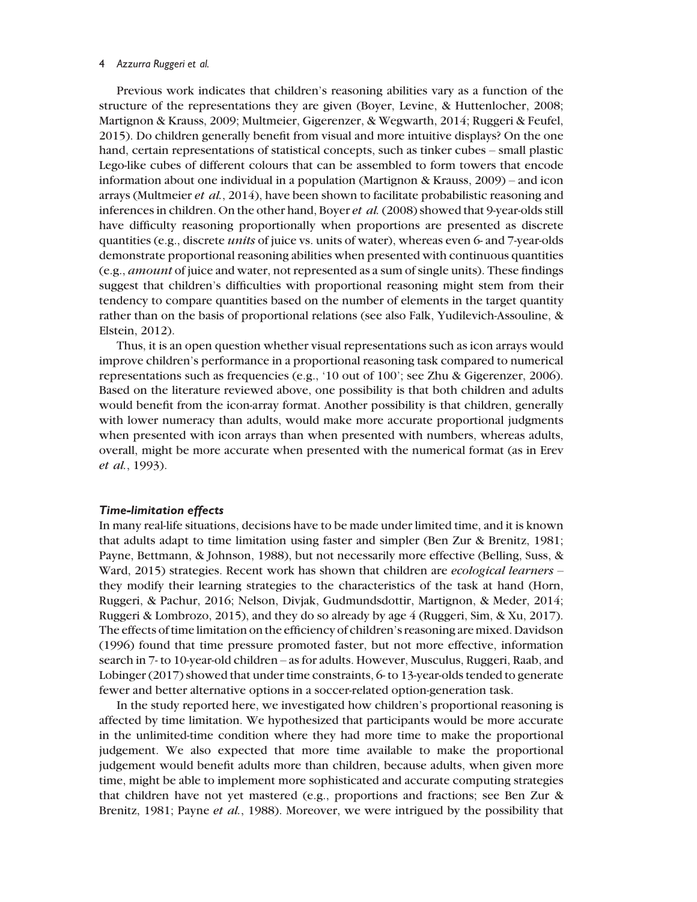Previous work indicates that children's reasoning abilities vary as a function of the structure of the representations they are given (Boyer, Levine, & Huttenlocher, 2008; Martignon & Krauss, 2009; Multmeier, Gigerenzer, & Wegwarth, 2014; Ruggeri & Feufel, 2015). Do children generally benefit from visual and more intuitive displays? On the one hand, certain representations of statistical concepts, such as tinker cubes – small plastic Lego-like cubes of different colours that can be assembled to form towers that encode information about one individual in a population (Martignon & Krauss, 2009) – and icon arrays (Multmeier *et al.*, 2014), have been shown to facilitate probabilistic reasoning and inferences in children. On the other hand, Boyer *et al.* (2008) showed that 9-year-olds still have difficulty reasoning proportionally when proportions are presented as discrete quantities (e.g., discrete *units* of juice vs. units of water), whereas even 6- and 7-year-olds demonstrate proportional reasoning abilities when presented with continuous quantities (e.g., *amount* of juice and water, not represented as a sum of single units). These findings suggest that children's difficulties with proportional reasoning might stem from their tendency to compare quantities based on the number of elements in the target quantity rather than on the basis of proportional relations (see also Falk, Yudilevich-Assouline, & Elstein, 2012).

Thus, it is an open question whether visual representations such as icon arrays would improve children's performance in a proportional reasoning task compared to numerical representations such as frequencies (e.g., '10 out of 100'; see Zhu & Gigerenzer, 2006). Based on the literature reviewed above, one possibility is that both children and adults would benefit from the icon-array format. Another possibility is that children, generally with lower numeracy than adults, would make more accurate proportional judgments when presented with icon arrays than when presented with numbers, whereas adults, overall, might be more accurate when presented with the numerical format (as in Erev *et al.*, 1993).

### *Time-limitation effects*

In many real-life situations, decisions have to be made under limited time, and it is known that adults adapt to time limitation using faster and simpler (Ben Zur & Brenitz, 1981; Payne, Bettmann, & Johnson, 1988), but not necessarily more effective (Belling, Suss, & Ward, 2015) strategies. Recent work has shown that children are *ecological learners* – they modify their learning strategies to the characteristics of the task at hand (Horn, Ruggeri, & Pachur, 2016; Nelson, Divjak, Gudmundsdottir, Martignon, & Meder, 2014; Ruggeri & Lombrozo, 2015), and they do so already by age 4 (Ruggeri, Sim, & Xu, 2017). The effects of time limitation on the efficiency of children's reasoning are mixed. Davidson (1996) found that time pressure promoted faster, but not more effective, information search in 7- to 10-year-old children – as for adults. However, Musculus, Ruggeri, Raab, and Lobinger (2017) showed that under time constraints, 6- to 13-year-olds tended to generate fewer and better alternative options in a soccer-related option-generation task.

In the study reported here, we investigated how children's proportional reasoning is affected by time limitation. We hypothesized that participants would be more accurate in the unlimited-time condition where they had more time to make the proportional judgement. We also expected that more time available to make the proportional judgement would benefit adults more than children, because adults, when given more time, might be able to implement more sophisticated and accurate computing strategies that children have not yet mastered (e.g., proportions and fractions; see Ben Zur & Brenitz, 1981; Payne *et al.*, 1988). Moreover, we were intrigued by the possibility that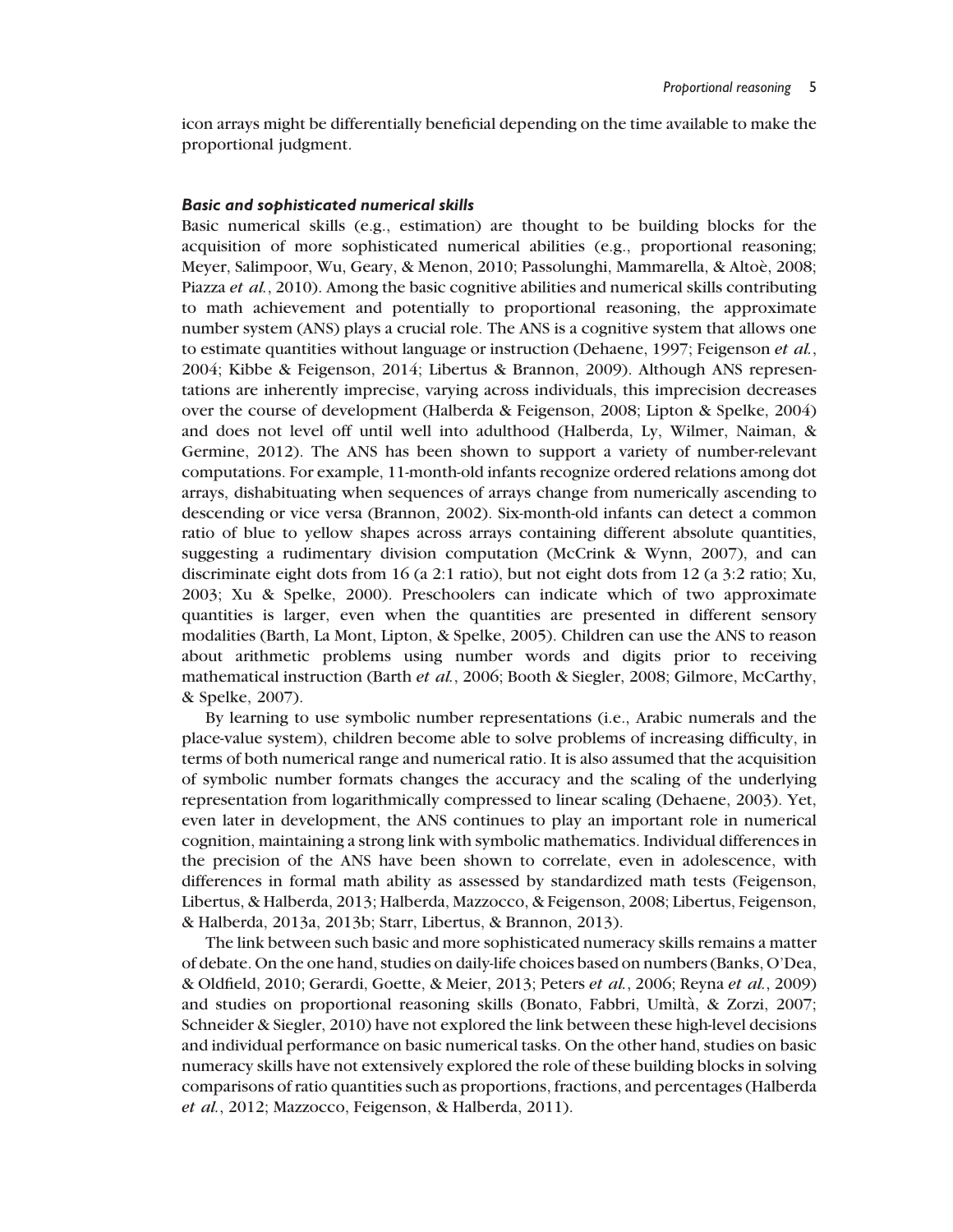icon arrays might be differentially beneficial depending on the time available to make the proportional judgment.

### *Basic and sophisticated numerical skills*

Basic numerical skills (e.g., estimation) are thought to be building blocks for the acquisition of more sophisticated numerical abilities (e.g., proportional reasoning; Meyer, Salimpoor, Wu, Geary, & Menon, 2010; Passolunghi, Mammarella, & Altoè, 2008; Piazza *et al.*, 2010). Among the basic cognitive abilities and numerical skills contributing to math achievement and potentially to proportional reasoning, the approximate number system (ANS) plays a crucial role. The ANS is a cognitive system that allows one to estimate quantities without language or instruction (Dehaene, 1997; Feigenson *et al.*, 2004; Kibbe & Feigenson, 2014; Libertus & Brannon, 2009). Although ANS representations are inherently imprecise, varying across individuals, this imprecision decreases over the course of development (Halberda & Feigenson, 2008; Lipton & Spelke, 2004) and does not level off until well into adulthood (Halberda, Ly, Wilmer, Naiman, & Germine, 2012). The ANS has been shown to support a variety of number-relevant computations. For example, 11-month-old infants recognize ordered relations among dot arrays, dishabituating when sequences of arrays change from numerically ascending to descending or vice versa (Brannon, 2002). Six-month-old infants can detect a common ratio of blue to yellow shapes across arrays containing different absolute quantities, suggesting a rudimentary division computation (McCrink & Wynn, 2007), and can discriminate eight dots from 16 (a 2:1 ratio), but not eight dots from 12 (a 3:2 ratio; Xu, 2003; Xu & Spelke, 2000). Preschoolers can indicate which of two approximate quantities is larger, even when the quantities are presented in different sensory modalities (Barth, La Mont, Lipton, & Spelke, 2005). Children can use the ANS to reason about arithmetic problems using number words and digits prior to receiving mathematical instruction (Barth *et al.*, 2006; Booth & Siegler, 2008; Gilmore, McCarthy, & Spelke, 2007).

By learning to use symbolic number representations (i.e., Arabic numerals and the place-value system), children become able to solve problems of increasing difficulty, in terms of both numerical range and numerical ratio. It is also assumed that the acquisition of symbolic number formats changes the accuracy and the scaling of the underlying representation from logarithmically compressed to linear scaling (Dehaene, 2003). Yet, even later in development, the ANS continues to play an important role in numerical cognition, maintaining a strong link with symbolic mathematics. Individual differences in the precision of the ANS have been shown to correlate, even in adolescence, with differences in formal math ability as assessed by standardized math tests (Feigenson, Libertus, & Halberda, 2013; Halberda, Mazzocco, & Feigenson, 2008; Libertus, Feigenson, & Halberda, 2013a, 2013b; Starr, Libertus, & Brannon, 2013).

The link between such basic and more sophisticated numeracy skills remains a matter of debate. On the one hand, studies on daily-life choices based on numbers (Banks, O'Dea, & Oldfield, 2010; Gerardi, Goette, & Meier, 2013; Peters *et al.*, 2006; Reyna *et al.*, 2009) and studies on proportional reasoning skills (Bonato, Fabbri, Umiltà, & Zorzi, 2007; Schneider & Siegler, 2010) have not explored the link between these high-level decisions and individual performance on basic numerical tasks. On the other hand, studies on basic numeracy skills have not extensively explored the role of these building blocks in solving comparisons of ratio quantities such as proportions, fractions, and percentages (Halberda *et al.*, 2012; Mazzocco, Feigenson, & Halberda, 2011).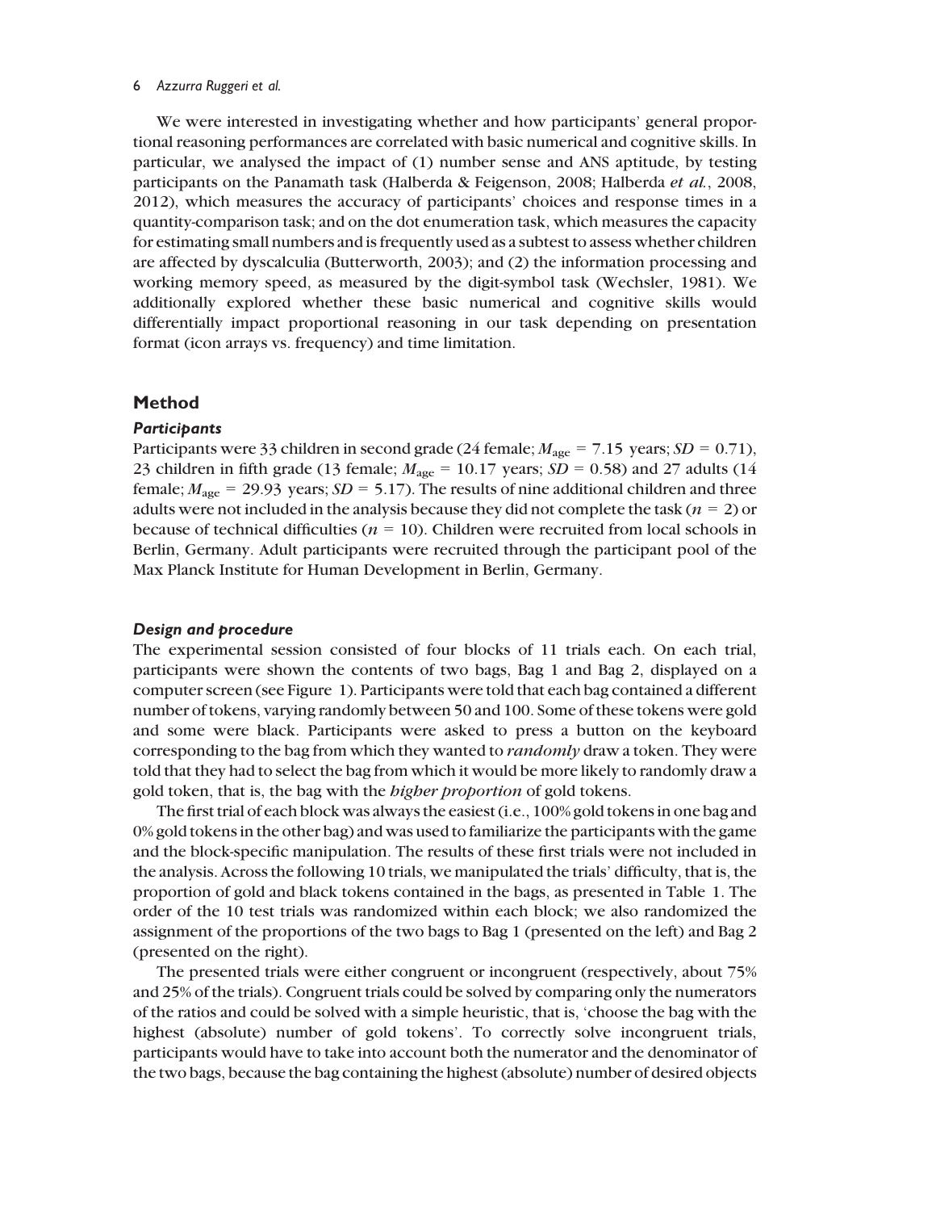We were interested in investigating whether and how participants' general proportional reasoning performances are correlated with basic numerical and cognitive skills. In particular, we analysed the impact of (1) number sense and ANS aptitude, by testing participants on the Panamath task (Halberda & Feigenson, 2008; Halberda *et al.*, 2008, 2012), which measures the accuracy of participants' choices and response times in a quantity-comparison task; and on the dot enumeration task, which measures the capacity for estimating small numbers and is frequently used as a subtest to assess whether children are affected by dyscalculia (Butterworth, 2003); and (2) the information processing and working memory speed, as measured by the digit-symbol task (Wechsler, 1981). We additionally explored whether these basic numerical and cognitive skills would differentially impact proportional reasoning in our task depending on presentation format (icon arrays vs. frequency) and time limitation.

## Method

### *Participants*

Participants were 33 children in second grade (24 female; $M_{\text{age}} = 7.15$ years; $SD = 0.71$), 23 children in fifth grade (13 female; $M_{\text{age}} = 10.17$ years; $SD = 0.58$) and 27 adults (14 female; $M_{\text{age}} = 29.93$ years; $SD = 5.17$). The results of nine additional children and three adults were not included in the analysis because they did not complete the task ($n = 2$) or because of technical difficulties ($n = 10$). Children were recruited from local schools in Berlin, Germany. Adult participants were recruited through the participant pool of the Max Planck Institute for Human Development in Berlin, Germany.

### *Design and procedure*

The experimental session consisted of four blocks of 11 trials each. On each trial, participants were shown the contents of two bags, Bag 1 and Bag 2, displayed on a computer screen (see Figure 1). Participants were told that each bag contained a different number of tokens, varying randomly between 50 and 100. Some of these tokens were gold and some were black. Participants were asked to press a button on the keyboard corresponding to the bag from which they wanted to *randomly* draw a token. They were told that they had to select the bag from which it would be more likely to randomly draw a gold token, that is, the bag with the *higher proportion* of gold tokens.

The first trial of each block was always the easiest (i.e., 100% gold tokens in one bag and 0% gold tokens in the other bag) and was used to familiarize the participants with the game and the block-specific manipulation. The results of these first trials were not included in the analysis. Across the following 10 trials, we manipulated the trials' difficulty, that is, the proportion of gold and black tokens contained in the bags, as presented in Table 1. The order of the 10 test trials was randomized within each block; we also randomized the assignment of the proportions of the two bags to Bag 1 (presented on the left) and Bag 2 (presented on the right).

The presented trials were either congruent or incongruent (respectively, about 75% and 25% of the trials). Congruent trials could be solved by comparing only the numerators of the ratios and could be solved with a simple heuristic, that is, 'choose the bag with the highest (absolute) number of gold tokens'. To correctly solve incongruent trials, participants would have to take into account both the numerator and the denominator of the two bags, because the bag containing the highest (absolute) number of desired objects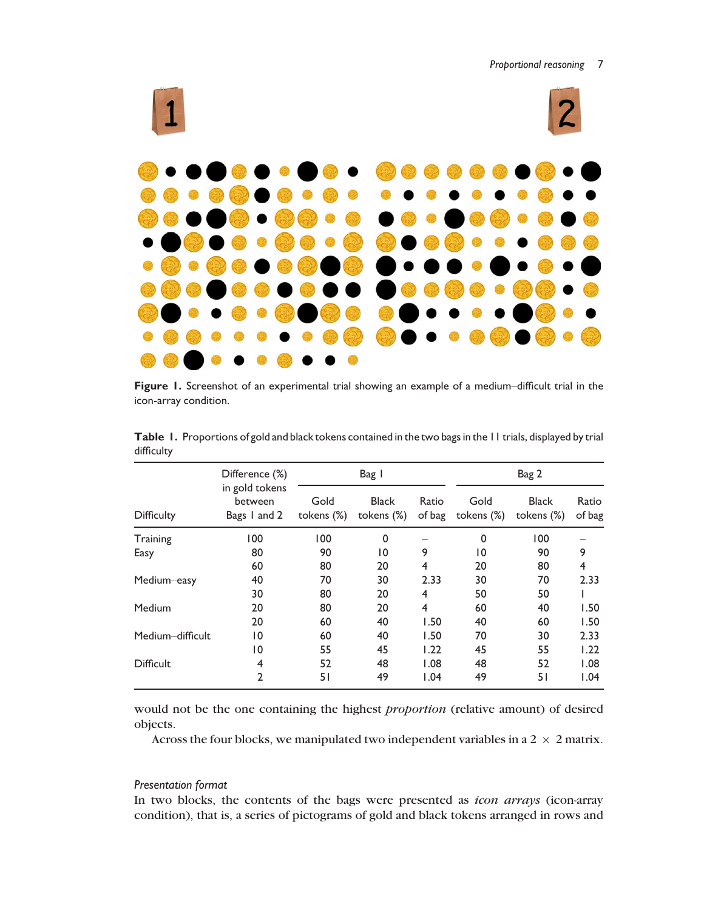**Figure 1.** Screenshot of an experimental trial showing an example of a medium–difficult trial in the icon-array condition.

**Table 1.** Proportions of gold and black tokens contained in the two bags in the 11 trials, displayed by trial difficulty

| | Difference (%) in gold tokens between | Bag 1 | | | Bag 2 | | |
|---|---|---|---|---|---|---|---|
| Difficulty | Bags 1 and 2 | Gold tokens (%) | Black tokens (%) | Ratio of bag | Gold tokens (%) | Black tokens (%) | Ratio of bag |
| Training | 100 | 100 | 0 | – | 0 | 100 | – |
| Easy | 80 | 90 | 10 | 9 | 10 | 90 | 9 |
| | 60 | 80 | 20 | 4 | 20 | 80 | 4 |
| Medium–easy | 40 | 70 | 30 | 2.33 | 30 | 70 | 2.33 |
| | 30 | 80 | 20 | 4 | 50 | 50 | 1 |
| Medium | 20 | 80 | 20 | 4 | 60 | 40 | 1.50 |
| | 20 | 60 | 40 | 1.50 | 40 | 60 | 1.50 |
| Medium–difficult | 10 | 60 | 40 | 1.50 | 70 | 30 | 2.33 |
| | 10 | 55 | 45 | 1.22 | 45 | 55 | 1.22 |
| Difficult | 4 | 52 | 48 | 1.08 | 48 | 52 | 1.08 |
| | 2 | 51 | 49 | 1.04 | 49 | 51 | 1.04 |

would not be the one containing the highest *proportion* (relative amount) of desired objects.

Across the four blocks, we manipulated two independent variables in a 2 × 2 matrix.

### *Presentation format*

In two blocks, the contents of the bags were presented as *icon arrays* (icon-array condition), that is, a series of pictograms of gold and black tokens arranged in rows and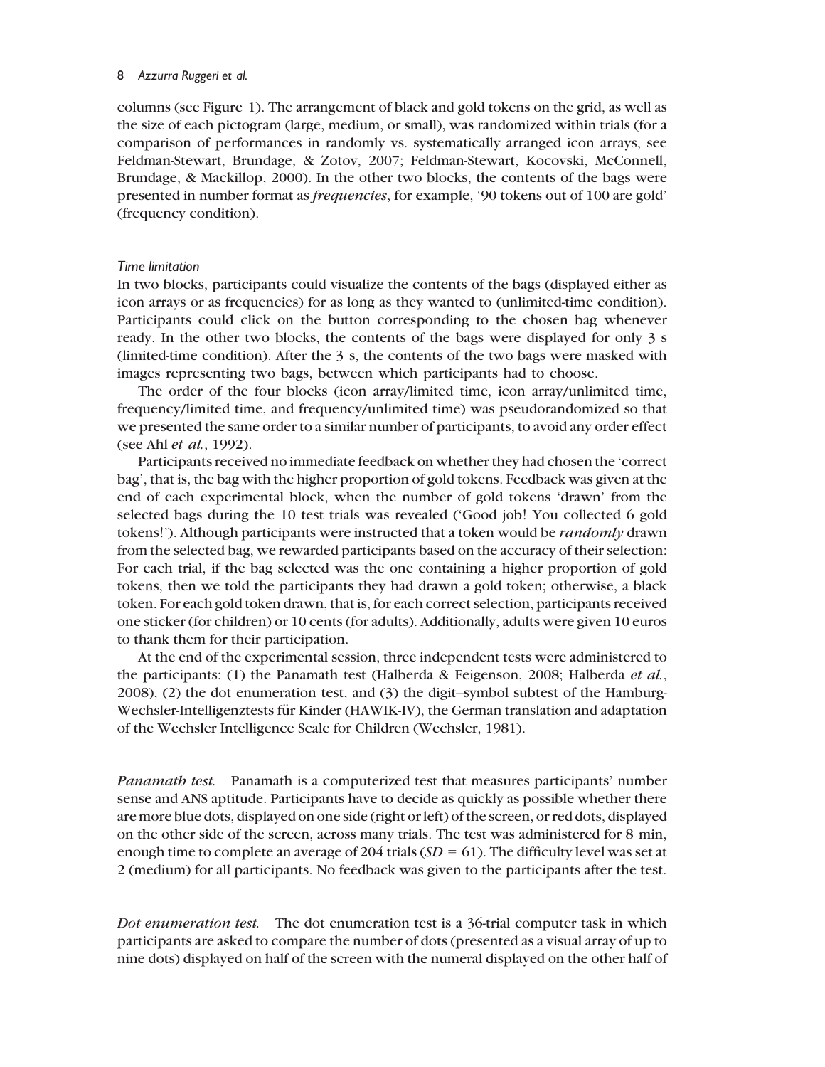columns (see Figure 1). The arrangement of black and gold tokens on the grid, as well as the size of each pictogram (large, medium, or small), was randomized within trials (for a comparison of performances in randomly vs. systematically arranged icon arrays, see Feldman-Stewart, Brundage, & Zotov, 2007; Feldman-Stewart, Kocovski, McConnell, Brundage, & Mackillop, 2000). In the other two blocks, the contents of the bags were presented in number format as *frequencies*, for example, '90 tokens out of 100 are gold' (frequency condition).

*Time limitation*

In two blocks, participants could visualize the contents of the bags (displayed either as icon arrays or as frequencies) for as long as they wanted to (unlimited-time condition). Participants could click on the button corresponding to the chosen bag whenever ready. In the other two blocks, the contents of the bags were displayed for only 3 s (limited-time condition). After the 3 s, the contents of the two bags were masked with images representing two bags, between which participants had to choose.

The order of the four blocks (icon array/limited time, icon array/unlimited time, frequency/limited time, and frequency/unlimited time) was pseudorandomized so that we presented the same order to a similar number of participants, to avoid any order effect (see Ahl *et al.*, 1992).

Participants received no immediate feedback on whether they had chosen the 'correct bag', that is, the bag with the higher proportion of gold tokens. Feedback was given at the end of each experimental block, when the number of gold tokens 'drawn' from the selected bags during the 10 test trials was revealed ('Good job! You collected 6 gold tokens!'). Although participants were instructed that a token would be *randomly* drawn from the selected bag, we rewarded participants based on the accuracy of their selection: For each trial, if the bag selected was the one containing a higher proportion of gold tokens, then we told the participants they had drawn a gold token; otherwise, a black token. For each gold token drawn, that is, for each correct selection, participants received one sticker (for children) or 10 cents (for adults). Additionally, adults were given 10 euros to thank them for their participation.

At the end of the experimental session, three independent tests were administered to the participants: (1) the Panamath test (Halberda & Feigenson, 2008; Halberda *et al.*, 2008), (2) the dot enumeration test, and (3) the digit–symbol subtest of the Hamburg-Wechsler-Intelligenztests für Kinder (HAWIK-IV), the German translation and adaptation of the Wechsler Intelligence Scale for Children (Wechsler, 1981).

*Panamath test.* Panamath is a computerized test that measures participants' number sense and ANS aptitude. Participants have to decide as quickly as possible whether there are more blue dots, displayed on one side (right or left) of the screen, or red dots, displayed on the other side of the screen, across many trials. The test was administered for 8 min, enough time to complete an average of 204 trials ($SD$ = 61). The difficulty level was set at 2 (medium) for all participants. No feedback was given to the participants after the test.

*Dot enumeration test.* The dot enumeration test is a 36-trial computer task in which participants are asked to compare the number of dots (presented as a visual array of up to nine dots) displayed on half of the screen with the numeral displayed on the other half of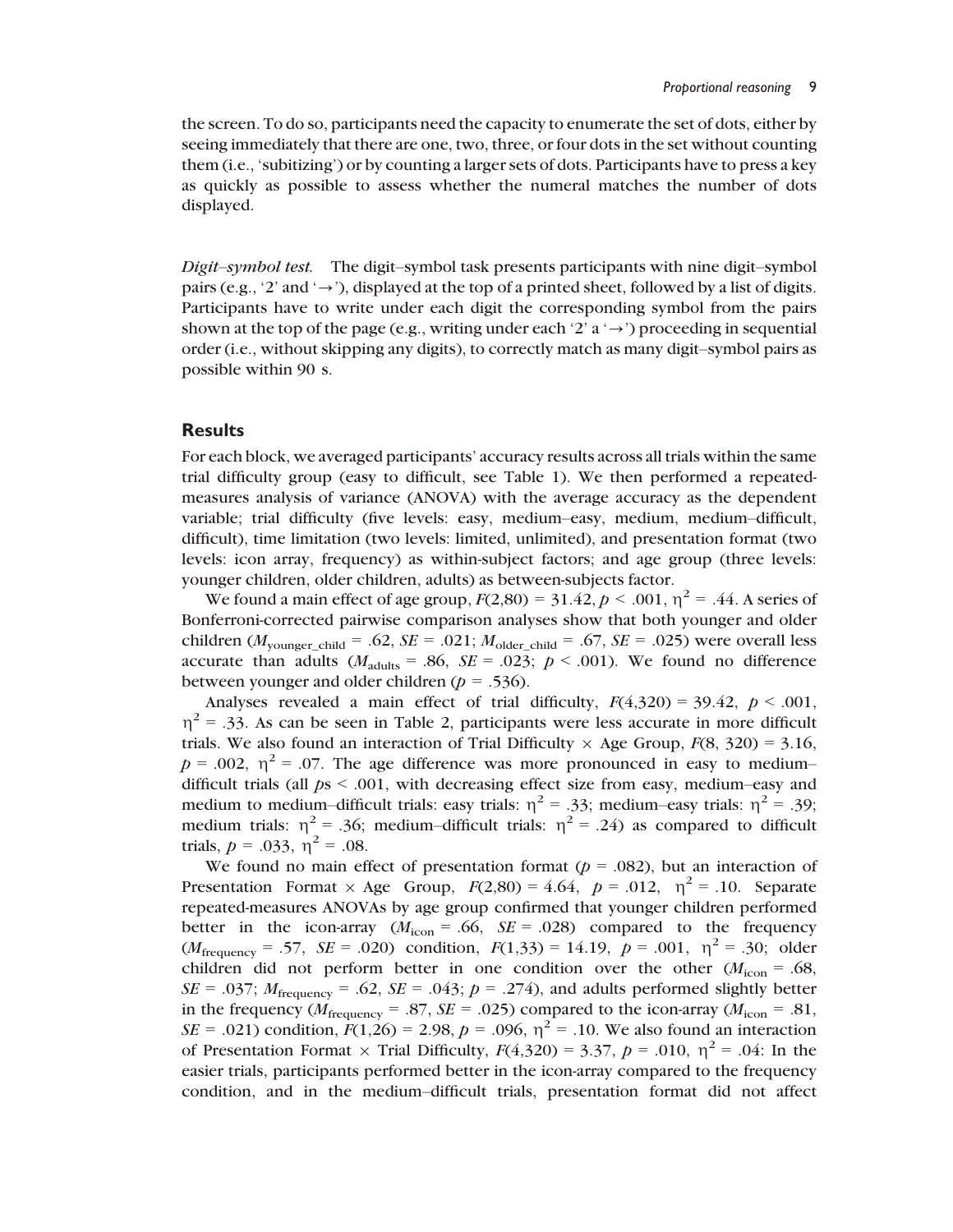the screen. To do so, participants need the capacity to enumerate the set of dots, either by seeing immediately that there are one, two, three, or four dots in the set without counting them (i.e., 'subitizing') or by counting a larger sets of dots. Participants have to press a key as quickly as possible to assess whether the numeral matches the number of dots displayed.

*Digit–symbol test.* The digit–symbol task presents participants with nine digit–symbol pairs (e.g., '2' and '→'), displayed at the top of a printed sheet, followed by a list of digits. Participants have to write under each digit the corresponding symbol from the pairs shown at the top of the page (e.g., writing under each '2' a '→') proceeding in sequential order (i.e., without skipping any digits), to correctly match as many digit–symbol pairs as possible within 90 s.

## Results

For each block, we averaged participants' accuracy results across all trials within the same trial difficulty group (easy to difficult, see Table 1). We then performed a repeated-measures analysis of variance (ANOVA) with the average accuracy as the dependent variable; trial difficulty (five levels: easy, medium–easy, medium, medium–difficult, difficult), time limitation (two levels: limited, unlimited), and presentation format (two levels: icon array, frequency) as within-subject factors; and age group (three levels: younger children, older children, adults) as between-subjects factor.

We found a main effect of age group, $F(2,80) = 31.42$, $p < .001$, $\eta^2 = .44$. A series of Bonferroni-corrected pairwise comparison analyses show that both younger and older children ($M_{\text{younger\_child}} = .62$, $SE = .021$; $M_{\text{older\_child}} = .67$, $SE = .025$) were overall less accurate than adults ($M_{\text{adults}} = .86$, $SE = .023$; $p < .001$). We found no difference between younger and older children ($p = .536$).

Analyses revealed a main effect of trial difficulty, $F(4,320) = 39.42$, $p < .001$, $\eta^2 = .33$. As can be seen in Table 2, participants were less accurate in more difficult trials. We also found an interaction of Trial Difficulty × Age Group, $F(8, 320) = 3.16$, $p = .002$, $\eta^2 = .07$. The age difference was more pronounced in easy to medium–difficult trials (all $p$s $< .001$, with decreasing effect size from easy, medium–easy and medium to medium–difficult trials: easy trials: $\eta^2 = .33$; medium–easy trials: $\eta^2 = .39$; medium trials: $\eta^2 = .36$; medium–difficult trials: $\eta^2 = .24$) as compared to difficult trials, $p = .033$, $\eta^2 = .08$.

We found no main effect of presentation format ($p = .082$), but an interaction of Presentation Format × Age Group, $F(2,80) = 4.64$, $p = .012$, $\eta^2 = .10$. Separate repeated-measures ANOVAs by age group confirmed that younger children performed better in the icon-array ($M_{\text{icon}} = .66$, $SE = .028$) compared to the frequency ($M_{\text{frequency}} = .57$, $SE = .020$) condition, $F(1,33) = 14.19$, $p = .001$, $\eta^2 = .30$; older children did not perform better in one condition over the other ($M_{\text{icon}} = .68$, $SE = .037$; $M_{\text{frequency}} = .62$, $SE = .043$; $p = .274$), and adults performed slightly better in the frequency ($M_{\text{frequency}} = .87$, $SE = .025$) compared to the icon-array ($M_{\text{icon}} = .81$, $SE = .021$) condition, $F(1,26) = 2.98$, $p = .096$, $\eta^2 = .10$. We also found an interaction of Presentation Format × Trial Difficulty, $F(4,320) = 3.37$, $p = .010$, $\eta^2 = .04$: In the easier trials, participants performed better in the icon-array compared to the frequency condition, and in the medium–difficult trials, presentation format did not affect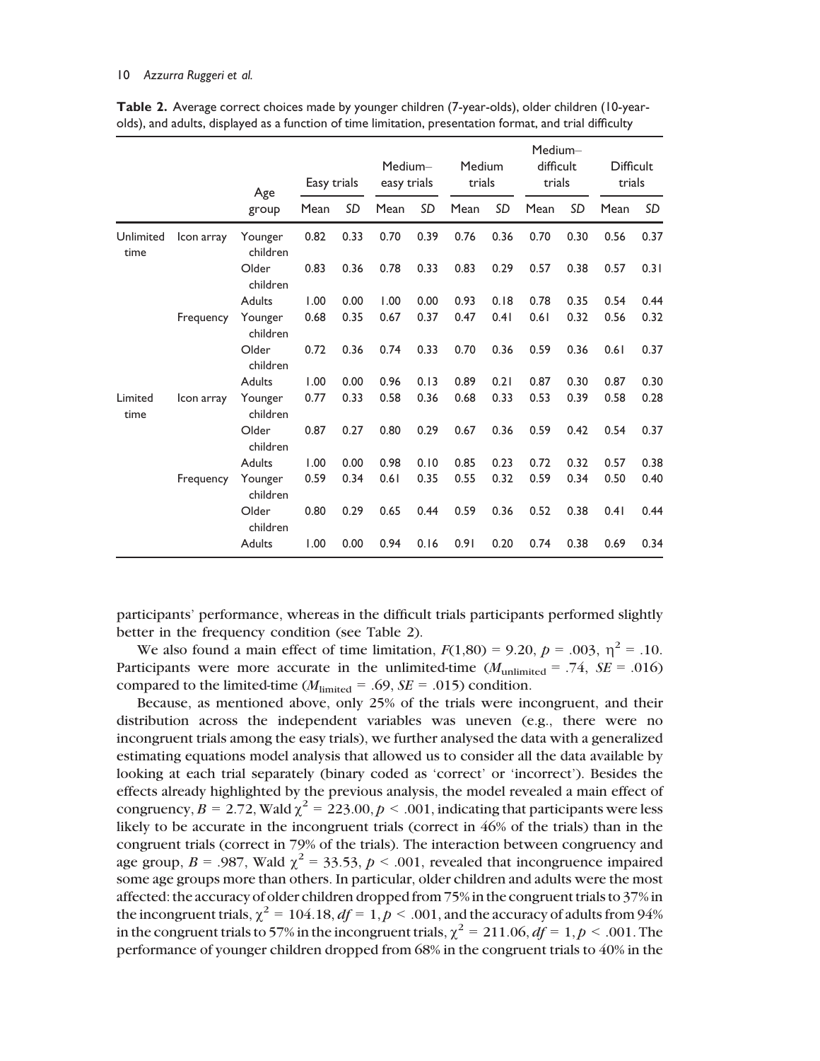**Table 2.** Average correct choices made by younger children (7-year-olds), older children (10-year-olds), and adults, displayed as a function of time limitation, presentation format, and trial difficulty

| | | Age group | Easy trials | | Medium–easy trials | | Medium trials | | Medium–difficult trials | | Difficult trials | |
|---|---|---|---|---|---|---|---|---|---|---|---|---|
| | | | Mean | *SD* | Mean | *SD* | Mean | *SD* | Mean | *SD* | Mean | *SD* |
| Unlimited time | Icon array | Younger children | 0.82 | 0.33 | 0.70 | 0.39 | 0.76 | 0.36 | 0.70 | 0.30 | 0.56 | 0.37 |
| | | Older children | 0.83 | 0.36 | 0.78 | 0.33 | 0.83 | 0.29 | 0.57 | 0.38 | 0.57 | 0.31 |
| | | Adults | 1.00 | 0.00 | 1.00 | 0.00 | 0.93 | 0.18 | 0.78 | 0.35 | 0.54 | 0.44 |
| | Frequency | Younger children | 0.68 | 0.35 | 0.67 | 0.37 | 0.47 | 0.41 | 0.61 | 0.32 | 0.56 | 0.32 |
| | | Older children | 0.72 | 0.36 | 0.74 | 0.33 | 0.70 | 0.36 | 0.59 | 0.36 | 0.61 | 0.37 |
| | | Adults | 1.00 | 0.00 | 0.96 | 0.13 | 0.89 | 0.21 | 0.87 | 0.30 | 0.87 | 0.30 |
| Limited time | Icon array | Younger children | 0.77 | 0.33 | 0.58 | 0.36 | 0.68 | 0.33 | 0.53 | 0.39 | 0.58 | 0.28 |
| | | Older children | 0.87 | 0.27 | 0.80 | 0.29 | 0.67 | 0.36 | 0.59 | 0.42 | 0.54 | 0.37 |
| | | Adults | 1.00 | 0.00 | 0.98 | 0.10 | 0.85 | 0.23 | 0.72 | 0.32 | 0.57 | 0.38 |
| | Frequency | Younger children | 0.59 | 0.34 | 0.61 | 0.35 | 0.55 | 0.32 | 0.59 | 0.34 | 0.50 | 0.40 |
| | | Older children | 0.80 | 0.29 | 0.65 | 0.44 | 0.59 | 0.36 | 0.52 | 0.38 | 0.41 | 0.44 |
| | | Adults | 1.00 | 0.00 | 0.94 | 0.16 | 0.91 | 0.20 | 0.74 | 0.38 | 0.69 | 0.34 |

participants' performance, whereas in the difficult trials participants performed slightly better in the frequency condition (see Table 2).

We also found a main effect of time limitation, $F(1,80) = 9.20$, $p = .003$, $\eta^2 = .10$. Participants were more accurate in the unlimited-time ($M_{\text{unlimited}} = .74$, $SE = .016$) compared to the limited-time ($M_{\text{limited}} = .69$, $SE = .015$) condition.

Because, as mentioned above, only 25% of the trials were incongruent, and their distribution across the independent variables was uneven (e.g., there were no incongruent trials among the easy trials), we further analysed the data with a generalized estimating equations model analysis that allowed us to consider all the data available by looking at each trial separately (binary coded as 'correct' or 'incorrect'). Besides the effects already highlighted by the previous analysis, the model revealed a main effect of congruency, $B = 2.72$, Wald $\chi^2 = 223.00$, $p < .001$, indicating that participants were less likely to be accurate in the incongruent trials (correct in 46% of the trials) than in the congruent trials (correct in 79% of the trials). The interaction between congruency and age group, $B = .987$, Wald $\chi^2 = 33.53$, $p < .001$, revealed that incongruence impaired some age groups more than others. In particular, older children and adults were the most affected: the accuracy of older children dropped from 75% in the congruent trials to 37% in the incongruent trials, $\chi^2 = 104.18$, $df = 1$, $p < .001$, and the accuracy of adults from 94% in the congruent trials to 57% in the incongruent trials, $\chi^2 = 211.06$, $df = 1$, $p < .001$. The performance of younger children dropped from 68% in the congruent trials to 40% in the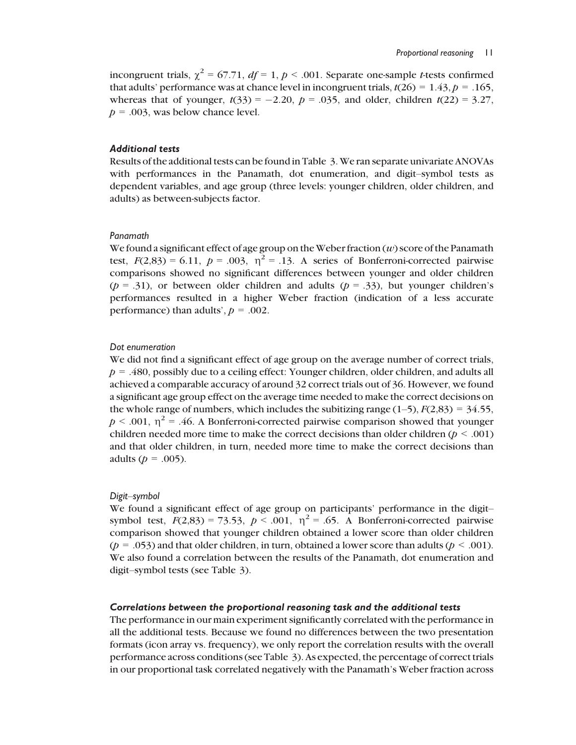incongruent trials, $\chi^2 = 67.71$, $df = 1$, $p < .001$. Separate one-sample *t*-tests confirmed that adults' performance was at chance level in incongruent trials, $t(26) = 1.43, p = .165$, whereas that of younger, $t(33) = -2.20$, $p = .035$, and older, children $t(22) = 3.27$, $p = .003$, was below chance level.

### *Additional tests*

Results of the additional tests can be found in Table 3. We ran separate univariate ANOVAs with performances in the Panamath, dot enumeration, and digit–symbol tests as dependent variables, and age group (three levels: younger children, older children, and adults) as between-subjects factor.

#### *Panamath*

We found a significant effect of age group on the Weber fraction ($w$) score of the Panamath test, $F(2,83) = 6.11$, $p = .003$, $\eta^2 = .13$. A series of Bonferroni-corrected pairwise comparisons showed no significant differences between younger and older children ($p = .31$), or between older children and adults ($p = .33$), but younger children's performances resulted in a higher Weber fraction (indication of a less accurate performance) than adults', $p = .002$.

#### *Dot enumeration*

We did not find a significant effect of age group on the average number of correct trials, $p = .480$, possibly due to a ceiling effect: Younger children, older children, and adults all achieved a comparable accuracy of around 32 correct trials out of 36. However, we found a significant age group effect on the average time needed to make the correct decisions on the whole range of numbers, which includes the subitizing range (1–5), $F(2,83) = 34.55$, $p < .001$, $\eta^2 = .46$. A Bonferroni-corrected pairwise comparison showed that younger children needed more time to make the correct decisions than older children ($p < .001$) and that older children, in turn, needed more time to make the correct decisions than adults ($p = .005$).

#### *Digit–symbol*

We found a significant effect of age group on participants' performance in the digit–symbol test, $F(2,83) = 73.53$, $p < .001$, $\eta^2 = .65$. A Bonferroni-corrected pairwise comparison showed that younger children obtained a lower score than older children ($p = .053$) and that older children, in turn, obtained a lower score than adults ($p < .001$). We also found a correlation between the results of the Panamath, dot enumeration and digit–symbol tests (see Table 3).

### *Correlations between the proportional reasoning task and the additional tests*

The performance in our main experiment significantly correlated with the performance in all the additional tests. Because we found no differences between the two presentation formats (icon array vs. frequency), we only report the correlation results with the overall performance across conditions (see Table 3). As expected, the percentage of correct trials in our proportional task correlated negatively with the Panamath's Weber fraction across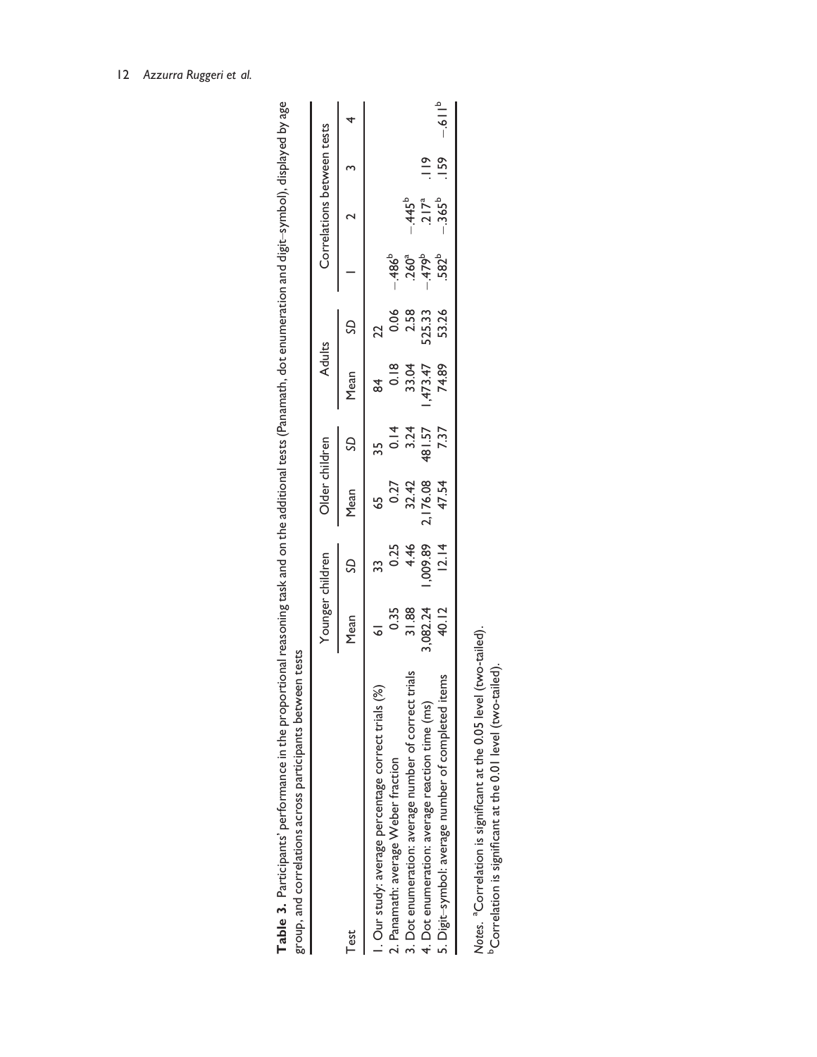**Table 3.** Participants' performance in the proportional reasoning task and on the additional tests (Panamath, dot enumeration and digit–symbol), displayed by age group, and correlations across participants between tests

| Test | Younger children | | Older children | | Adults | | Correlations between tests | | | |
|---|---|---|---|---|---|---|---|---|---|---|
| | Mean | *SD* | Mean | *SD* | Mean | *SD* | 1 | 2 | 3 | 4 |
| 1. Our study: average percentage correct trials (%) | 61 | 33 | 65 | 35 | 84 | 22 | | | | |
| 2. Panamath: average Weber fraction | 0.35 | 0.25 | 0.27 | 0.14 | 0.18 | 0.06 | −.486[b] | | | |
| 3. Dot enumeration: average number of correct trials | 31.88 | 4.46 | 32.42 | 3.24 | 33.04 | 2.58 | .260[a] | −.445[b] | | |
| 4. Dot enumeration: average reaction time (ms) | 3,082.24 | 1,009.89 | 2,176.08 | 481.57 | 1,473.47 | 525.33 | −.479[b] | .217[a] | .119 | |
| 5. Digit–symbol: average number of completed items | 40.12 | 12.14 | 47.54 | 7.37 | 74.89 | 53.26 | .582[b] | −.365[b] | .159 | −.611[b] |

*Notes.* [a]Correlation is significant at the 0.05 level (two-tailed).
[b]Correlation is significant at the 0.01 level (two-tailed).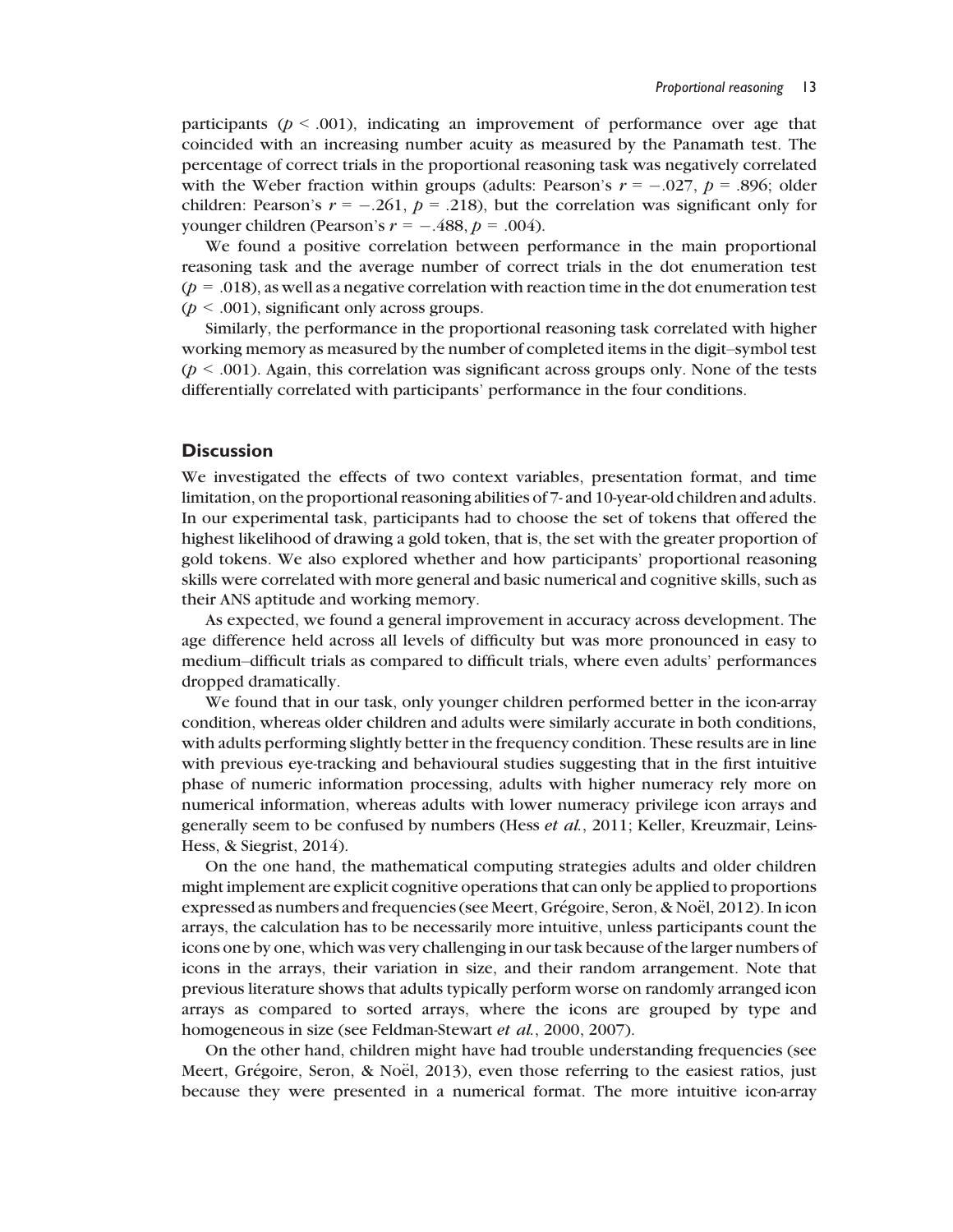participants ($p < .001$), indicating an improvement of performance over age that coincided with an increasing number acuity as measured by the Panamath test. The percentage of correct trials in the proportional reasoning task was negatively correlated with the Weber fraction within groups (adults: Pearson's $r = -.027$, $p = .896$; older children: Pearson's $r = -.261$, $p = .218$), but the correlation was significant only for younger children (Pearson's $r = -.488$, $p = .004$).

We found a positive correlation between performance in the main proportional reasoning task and the average number of correct trials in the dot enumeration test ($p = .018$), as well as a negative correlation with reaction time in the dot enumeration test ($p < .001$), significant only across groups.

Similarly, the performance in the proportional reasoning task correlated with higher working memory as measured by the number of completed items in the digit–symbol test ($p < .001$). Again, this correlation was significant across groups only. None of the tests differentially correlated with participants' performance in the four conditions.

## Discussion

We investigated the effects of two context variables, presentation format, and time limitation, on the proportional reasoning abilities of 7- and 10-year-old children and adults. In our experimental task, participants had to choose the set of tokens that offered the highest likelihood of drawing a gold token, that is, the set with the greater proportion of gold tokens. We also explored whether and how participants' proportional reasoning skills were correlated with more general and basic numerical and cognitive skills, such as their ANS aptitude and working memory.

As expected, we found a general improvement in accuracy across development. The age difference held across all levels of difficulty but was more pronounced in easy to medium–difficult trials as compared to difficult trials, where even adults' performances dropped dramatically.

We found that in our task, only younger children performed better in the icon-array condition, whereas older children and adults were similarly accurate in both conditions, with adults performing slightly better in the frequency condition. These results are in line with previous eye-tracking and behavioural studies suggesting that in the first intuitive phase of numeric information processing, adults with higher numeracy rely more on numerical information, whereas adults with lower numeracy privilege icon arrays and generally seem to be confused by numbers (Hess *et al.*, 2011; Keller, Kreuzmair, Leins-Hess, & Siegrist, 2014).

On the one hand, the mathematical computing strategies adults and older children might implement are explicit cognitive operations that can only be applied to proportions expressed as numbers and frequencies (see Meert, Grégoire, Seron, & Noël, 2012). In icon arrays, the calculation has to be necessarily more intuitive, unless participants count the icons one by one, which was very challenging in our task because of the larger numbers of icons in the arrays, their variation in size, and their random arrangement. Note that previous literature shows that adults typically perform worse on randomly arranged icon arrays as compared to sorted arrays, where the icons are grouped by type and homogeneous in size (see Feldman-Stewart *et al.*, 2000, 2007).

On the other hand, children might have had trouble understanding frequencies (see Meert, Grégoire, Seron, & Noël, 2013), even those referring to the easiest ratios, just because they were presented in a numerical format. The more intuitive icon-array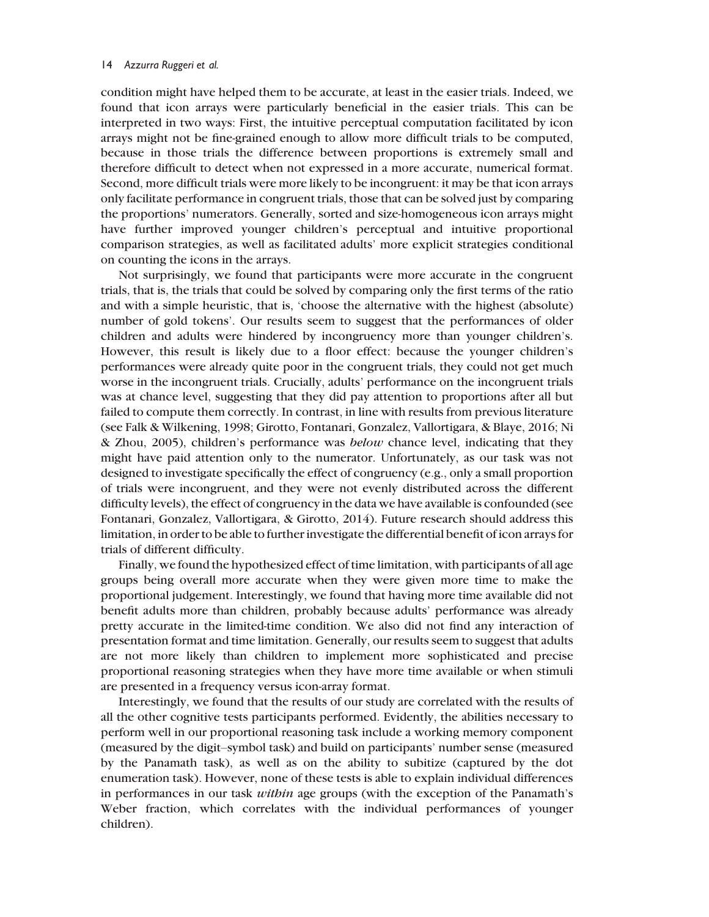condition might have helped them to be accurate, at least in the easier trials. Indeed, we found that icon arrays were particularly beneficial in the easier trials. This can be interpreted in two ways: First, the intuitive perceptual computation facilitated by icon arrays might not be fine-grained enough to allow more difficult trials to be computed, because in those trials the difference between proportions is extremely small and therefore difficult to detect when not expressed in a more accurate, numerical format. Second, more difficult trials were more likely to be incongruent: it may be that icon arrays only facilitate performance in congruent trials, those that can be solved just by comparing the proportions' numerators. Generally, sorted and size-homogeneous icon arrays might have further improved younger children's perceptual and intuitive proportional comparison strategies, as well as facilitated adults' more explicit strategies conditional on counting the icons in the arrays.

Not surprisingly, we found that participants were more accurate in the congruent trials, that is, the trials that could be solved by comparing only the first terms of the ratio and with a simple heuristic, that is, 'choose the alternative with the highest (absolute) number of gold tokens'. Our results seem to suggest that the performances of older children and adults were hindered by incongruency more than younger children's. However, this result is likely due to a floor effect: because the younger children's performances were already quite poor in the congruent trials, they could not get much worse in the incongruent trials. Crucially, adults' performance on the incongruent trials was at chance level, suggesting that they did pay attention to proportions after all but failed to compute them correctly. In contrast, in line with results from previous literature (see Falk & Wilkening, 1998; Girotto, Fontanari, Gonzalez, Vallortigara, & Blaye, 2016; Ni & Zhou, 2005), children's performance was *below* chance level, indicating that they might have paid attention only to the numerator. Unfortunately, as our task was not designed to investigate specifically the effect of congruency (e.g., only a small proportion of trials were incongruent, and they were not evenly distributed across the different difficulty levels), the effect of congruency in the data we have available is confounded (see Fontanari, Gonzalez, Vallortigara, & Girotto, 2014). Future research should address this limitation, in order to be able to further investigate the differential benefit of icon arrays for trials of different difficulty.

Finally, we found the hypothesized effect of time limitation, with participants of all age groups being overall more accurate when they were given more time to make the proportional judgement. Interestingly, we found that having more time available did not benefit adults more than children, probably because adults' performance was already pretty accurate in the limited-time condition. We also did not find any interaction of presentation format and time limitation. Generally, our results seem to suggest that adults are not more likely than children to implement more sophisticated and precise proportional reasoning strategies when they have more time available or when stimuli are presented in a frequency versus icon-array format.

Interestingly, we found that the results of our study are correlated with the results of all the other cognitive tests participants performed. Evidently, the abilities necessary to perform well in our proportional reasoning task include a working memory component (measured by the digit–symbol task) and build on participants' number sense (measured by the Panamath task), as well as on the ability to subitize (captured by the dot enumeration task). However, none of these tests is able to explain individual differences in performances in our task *within* age groups (with the exception of the Panamath's Weber fraction, which correlates with the individual performances of younger children).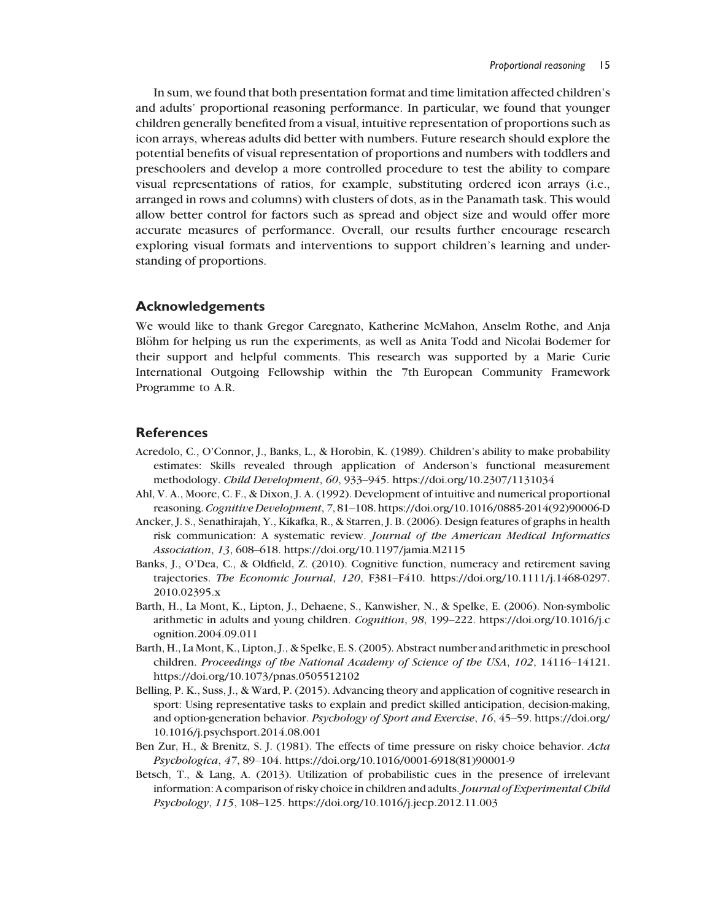In sum, we found that both presentation format and time limitation affected children's and adults' proportional reasoning performance. In particular, we found that younger children generally benefited from a visual, intuitive representation of proportions such as icon arrays, whereas adults did better with numbers. Future research should explore the potential benefits of visual representation of proportions and numbers with toddlers and preschoolers and develop a more controlled procedure to test the ability to compare visual representations of ratios, for example, substituting ordered icon arrays (i.e., arranged in rows and columns) with clusters of dots, as in the Panamath task. This would allow better control for factors such as spread and object size and would offer more accurate measures of performance. Overall, our results further encourage research exploring visual formats and interventions to support children's learning and understanding of proportions.

## Acknowledgements

We would like to thank Gregor Caregnato, Katherine McMahon, Anselm Rothe, and Anja Blöhm for helping us run the experiments, as well as Anita Todd and Nicolai Bodemer for their support and helpful comments. This research was supported by a Marie Curie International Outgoing Fellowship within the 7th European Community Framework Programme to A.R.

## References

Acredolo, C., O'Connor, J., Banks, L., & Horobin, K. (1989). Children's ability to make probability estimates: Skills revealed through application of Anderson's functional measurement methodology. *Child Development*, *60*, 933–945. https://doi.org/10.2307/1131034

Ahl, V. A., Moore, C. F., & Dixon, J. A. (1992). Development of intuitive and numerical proportional reasoning. *Cognitive Development*, 7, 81–108. https://doi.org/10.1016/0885-2014(92)90006-D

Ancker, J. S., Senathirajah, Y., Kikafka, R., & Starren, J. B. (2006). Design features of graphs in health risk communication: A systematic review. *Journal of the American Medical Informatics Association*, *13*, 608–618. https://doi.org/10.1197/jamia.M2115

Banks, J., O'Dea, C., & Oldfield, Z. (2010). Cognitive function, numeracy and retirement saving trajectories. *The Economic Journal*, *120*, F381–F410. https://doi.org/10.1111/j.1468-0297.2010.02395.x

Barth, H., La Mont, K., Lipton, J., Dehaene, S., Kanwisher, N., & Spelke, E. (2006). Non-symbolic arithmetic in adults and young children. *Cognition*, *98*, 199–222. https://doi.org/10.1016/j.cognition.2004.09.011

Barth, H., La Mont, K., Lipton, J., & Spelke, E. S. (2005). Abstract number and arithmetic in preschool children. *Proceedings of the National Academy of Science of the USA*, *102*, 14116–14121. https://doi.org/10.1073/pnas.0505512102

Belling, P. K., Suss, J., & Ward, P. (2015). Advancing theory and application of cognitive research in sport: Using representative tasks to explain and predict skilled anticipation, decision-making, and option-generation behavior. *Psychology of Sport and Exercise*, *16*, 45–59. https://doi.org/10.1016/j.psychsport.2014.08.001

Ben Zur, H., & Brenitz, S. J. (1981). The effects of time pressure on risky choice behavior. *Acta Psychologica*, *47*, 89–104. https://doi.org/10.1016/0001-6918(81)90001-9

Betsch, T., & Lang, A. (2013). Utilization of probabilistic cues in the presence of irrelevant information: A comparison of risky choice in children and adults. *Journal of Experimental Child Psychology*, *115*, 108–125. https://doi.org/10.1016/j.jecp.2012.11.003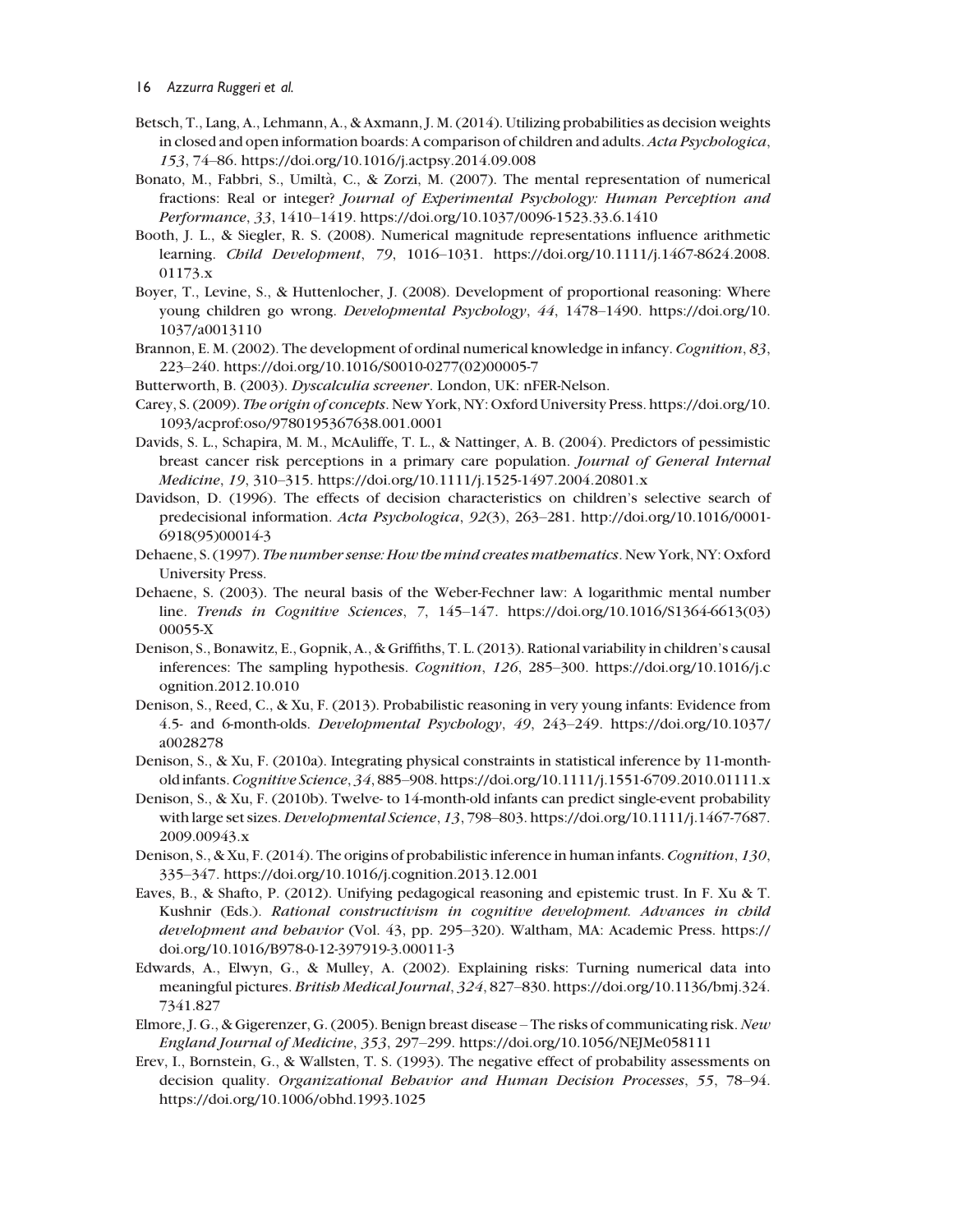Betsch, T., Lang, A., Lehmann, A., & Axmann, J. M. (2014). Utilizing probabilities as decision weights in closed and open information boards: A comparison of children and adults. *Acta Psychologica*, *153*, 74–86. https://doi.org/10.1016/j.actpsy.2014.09.008

Bonato, M., Fabbri, S., Umiltà, C., & Zorzi, M. (2007). The mental representation of numerical fractions: Real or integer? *Journal of Experimental Psychology: Human Perception and Performance*, *33*, 1410–1419. https://doi.org/10.1037/0096-1523.33.6.1410

Booth, J. L., & Siegler, R. S. (2008). Numerical magnitude representations influence arithmetic learning. *Child Development*, *79*, 1016–1031. https://doi.org/10.1111/j.1467-8624.2008.01173.x

Boyer, T., Levine, S., & Huttenlocher, J. (2008). Development of proportional reasoning: Where young children go wrong. *Developmental Psychology*, *44*, 1478–1490. https://doi.org/10.1037/a0013110

Brannon, E. M. (2002). The development of ordinal numerical knowledge in infancy. *Cognition*, *83*, 223–240. https://doi.org/10.1016/S0010-0277(02)00005-7

Butterworth, B. (2003). *Dyscalculia screener*. London, UK: nFER-Nelson.

Carey, S. (2009). *The origin of concepts*. New York, NY: Oxford University Press. https://doi.org/10.1093/acprof:oso/9780195367638.001.0001

Davids, S. L., Schapira, M. M., McAuliffe, T. L., & Nattinger, A. B. (2004). Predictors of pessimistic breast cancer risk perceptions in a primary care population. *Journal of General Internal Medicine*, *19*, 310–315. https://doi.org/10.1111/j.1525-1497.2004.20801.x

Davidson, D. (1996). The effects of decision characteristics on children's selective search of predecisional information. *Acta Psychologica*, *92*(3), 263–281. http://doi.org/10.1016/0001-6918(95)00014-3

Dehaene, S. (1997). *The number sense: How the mind creates mathematics*. New York, NY: Oxford University Press.

Dehaene, S. (2003). The neural basis of the Weber-Fechner law: A logarithmic mental number line. *Trends in Cognitive Sciences*, *7*, 145–147. https://doi.org/10.1016/S1364-6613(03)00055-X

Denison, S., Bonawitz, E., Gopnik, A., & Griffiths, T. L. (2013). Rational variability in children's causal inferences: The sampling hypothesis. *Cognition*, *126*, 285–300. https://doi.org/10.1016/j.cognition.2012.10.010

Denison, S., Reed, C., & Xu, F. (2013). Probabilistic reasoning in very young infants: Evidence from 4.5- and 6-month-olds. *Developmental Psychology*, *49*, 243–249. https://doi.org/10.1037/a0028278

Denison, S., & Xu, F. (2010a). Integrating physical constraints in statistical inference by 11-month-old infants. *Cognitive Science*, *34*, 885–908. https://doi.org/10.1111/j.1551-6709.2010.01111.x

Denison, S., & Xu, F. (2010b). Twelve- to 14-month-old infants can predict single-event probability with large set sizes. *Developmental Science*, *13*, 798–803. https://doi.org/10.1111/j.1467-7687.2009.00943.x

Denison, S., & Xu, F. (2014). The origins of probabilistic inference in human infants. *Cognition*, *130*, 335–347. https://doi.org/10.1016/j.cognition.2013.12.001

Eaves, B., & Shafto, P. (2012). Unifying pedagogical reasoning and epistemic trust. In F. Xu & T. Kushnir (Eds.). *Rational constructivism in cognitive development. Advances in child development and behavior* (Vol. 43, pp. 295–320). Waltham, MA: Academic Press. https://doi.org/10.1016/B978-0-12-397919-3.00011-3

Edwards, A., Elwyn, G., & Mulley, A. (2002). Explaining risks: Turning numerical data into meaningful pictures. *British Medical Journal*, *324*, 827–830. https://doi.org/10.1136/bmj.324.7341.827

Elmore, J. G., & Gigerenzer, G. (2005). Benign breast disease – The risks of communicating risk. *New England Journal of Medicine*, *353*, 297–299. https://doi.org/10.1056/NEJMe058111

Erev, I., Bornstein, G., & Wallsten, T. S. (1993). The negative effect of probability assessments on decision quality. *Organizational Behavior and Human Decision Processes*, *55*, 78–94. https://doi.org/10.1006/obhd.1993.1025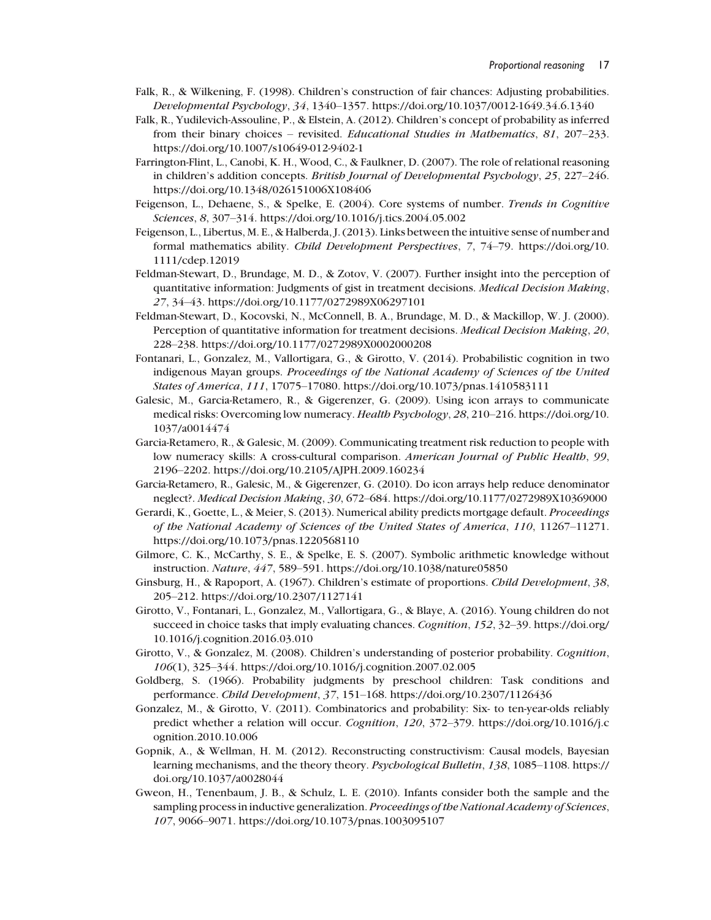Falk, R., & Wilkening, F. (1998). Children's construction of fair chances: Adjusting probabilities. *Developmental Psychology*, *34*, 1340–1357. https://doi.org/10.1037/0012-1649.34.6.1340

Falk, R., Yudilevich-Assouline, P., & Elstein, A. (2012). Children's concept of probability as inferred from their binary choices – revisited. *Educational Studies in Mathematics*, *81*, 207–233. https://doi.org/10.1007/s10649-012-9402-1

Farrington-Flint, L., Canobi, K. H., Wood, C., & Faulkner, D. (2007). The role of relational reasoning in children's addition concepts. *British Journal of Developmental Psychology*, *25*, 227–246. https://doi.org/10.1348/026151006X108406

Feigenson, L., Dehaene, S., & Spelke, E. (2004). Core systems of number. *Trends in Cognitive Sciences*, *8*, 307–314. https://doi.org/10.1016/j.tics.2004.05.002

Feigenson, L., Libertus, M. E., & Halberda, J. (2013). Links between the intuitive sense of number and formal mathematics ability. *Child Development Perspectives*, *7*, 74–79. https://doi.org/10.1111/cdep.12019

Feldman-Stewart, D., Brundage, M. D., & Zotov, V. (2007). Further insight into the perception of quantitative information: Judgments of gist in treatment decisions. *Medical Decision Making*, *27*, 34–43. https://doi.org/10.1177/0272989X06297101

Feldman-Stewart, D., Kocovski, N., McConnell, B. A., Brundage, M. D., & Mackillop, W. J. (2000). Perception of quantitative information for treatment decisions. *Medical Decision Making*, *20*, 228–238. https://doi.org/10.1177/0272989X0002000208

Fontanari, L., Gonzalez, M., Vallortigara, G., & Girotto, V. (2014). Probabilistic cognition in two indigenous Mayan groups. *Proceedings of the National Academy of Sciences of the United States of America*, *111*, 17075–17080. https://doi.org/10.1073/pnas.1410583111

Galesic, M., Garcia-Retamero, R., & Gigerenzer, G. (2009). Using icon arrays to communicate medical risks: Overcoming low numeracy. *Health Psychology*, *28*, 210–216. https://doi.org/10.1037/a0014474

Garcia-Retamero, R., & Galesic, M. (2009). Communicating treatment risk reduction to people with low numeracy skills: A cross-cultural comparison. *American Journal of Public Health*, *99*, 2196–2202. https://doi.org/10.2105/AJPH.2009.160234

Garcia-Retamero, R., Galesic, M., & Gigerenzer, G. (2010). Do icon arrays help reduce denominator neglect?. *Medical Decision Making*, *30*, 672–684. https://doi.org/10.1177/0272989X10369000

Gerardi, K., Goette, L., & Meier, S. (2013). Numerical ability predicts mortgage default. *Proceedings of the National Academy of Sciences of the United States of America*, *110*, 11267–11271. https://doi.org/10.1073/pnas.1220568110

Gilmore, C. K., McCarthy, S. E., & Spelke, E. S. (2007). Symbolic arithmetic knowledge without instruction. *Nature*, *447*, 589–591. https://doi.org/10.1038/nature05850

Ginsburg, H., & Rapoport, A. (1967). Children's estimate of proportions. *Child Development*, *38*, 205–212. https://doi.org/10.2307/1127141

Girotto, V., Fontanari, L., Gonzalez, M., Vallortigara, G., & Blaye, A. (2016). Young children do not succeed in choice tasks that imply evaluating chances. *Cognition*, *152*, 32–39. https://doi.org/10.1016/j.cognition.2016.03.010

Girotto, V., & Gonzalez, M. (2008). Children's understanding of posterior probability. *Cognition*, *106*(1), 325–344. https://doi.org/10.1016/j.cognition.2007.02.005

Goldberg, S. (1966). Probability judgments by preschool children: Task conditions and performance. *Child Development*, *37*, 151–168. https://doi.org/10.2307/1126436

Gonzalez, M., & Girotto, V. (2011). Combinatorics and probability: Six- to ten-year-olds reliably predict whether a relation will occur. *Cognition*, *120*, 372–379. https://doi.org/10.1016/j.cognition.2010.10.006

Gopnik, A., & Wellman, H. M. (2012). Reconstructing constructivism: Causal models, Bayesian learning mechanisms, and the theory theory. *Psychological Bulletin*, *138*, 1085–1108. https://doi.org/10.1037/a0028044

Gweon, H., Tenenbaum, J. B., & Schulz, L. E. (2010). Infants consider both the sample and the sampling process in inductive generalization. *Proceedings of the National Academy of Sciences*, *107*, 9066–9071. https://doi.org/10.1073/pnas.1003095107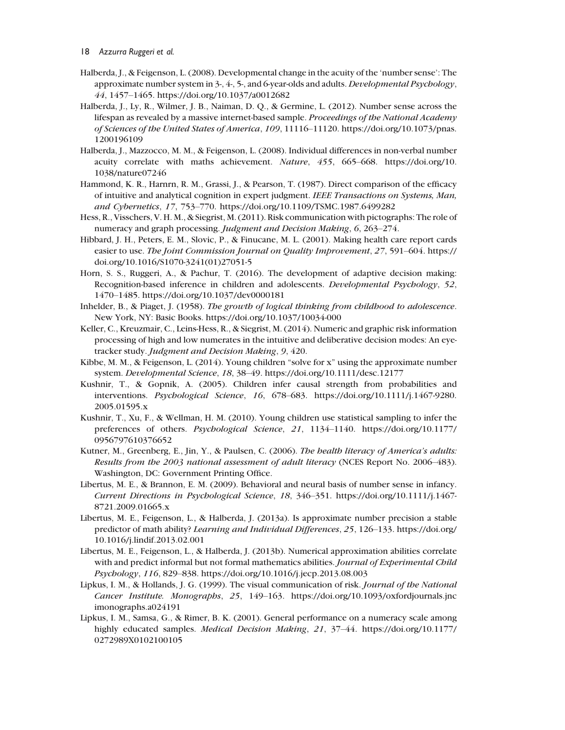Halberda, J., & Feigenson, L. (2008). Developmental change in the acuity of the 'number sense': The approximate number system in 3-, 4-, 5-, and 6-year-olds and adults. *Developmental Psychology*, *44*, 1457–1465. https://doi.org/10.1037/a0012682

Halberda, J., Ly, R., Wilmer, J. B., Naiman, D. Q., & Germine, L. (2012). Number sense across the lifespan as revealed by a massive internet-based sample. *Proceedings of the National Academy of Sciences of the United States of America*, *109*, 11116–11120. https://doi.org/10.1073/pnas.1200196109

Halberda, J., Mazzocco, M. M., & Feigenson, L. (2008). Individual differences in non-verbal number acuity correlate with maths achievement. *Nature*, *455*, 665–668. https://doi.org/10.1038/nature07246

Hammond, K. R., Harnrn, R. M., Grassi, J., & Pearson, T. (1987). Direct comparison of the efficacy of intuitive and analytical cognition in expert judgment. *IEEE Transactions on Systems, Man, and Cybernetics*, *17*, 753–770. https://doi.org/10.1109/TSMC.1987.6499282

Hess, R., Visschers, V. H. M., & Siegrist, M. (2011). Risk communication with pictographs: The role of numeracy and graph processing. *Judgment and Decision Making*, *6*, 263–274.

Hibbard, J. H., Peters, E. M., Slovic, P., & Finucane, M. L. (2001). Making health care report cards easier to use. *The Joint Commission Journal on Quality Improvement*, *27*, 591–604. https://doi.org/10.1016/S1070-3241(01)27051-5

Horn, S. S., Ruggeri, A., & Pachur, T. (2016). The development of adaptive decision making: Recognition-based inference in children and adolescents. *Developmental Psychology*, *52*, 1470–1485. https://doi.org/10.1037/dev0000181

Inhelder, B., & Piaget, J. (1958). *The growth of logical thinking from childhood to adolescence*. New York, NY: Basic Books. https://doi.org/10.1037/10034-000

Keller, C., Kreuzmair, C., Leins-Hess, R., & Siegrist, M. (2014). Numeric and graphic risk information processing of high and low numerates in the intuitive and deliberative decision modes: An eye-tracker study. *Judgment and Decision Making*, *9*, 420.

Kibbe, M. M., & Feigenson, L. (2014). Young children "solve for x" using the approximate number system. *Developmental Science*, *18*, 38–49. https://doi.org/10.1111/desc.12177

Kushnir, T., & Gopnik, A. (2005). Children infer causal strength from probabilities and interventions. *Psychological Science*, *16*, 678–683. https://doi.org/10.1111/j.1467-9280.2005.01595.x

Kushnir, T., Xu, F., & Wellman, H. M. (2010). Young children use statistical sampling to infer the preferences of others. *Psychological Science*, *21*, 1134–1140. https://doi.org/10.1177/0956797610376652

Kutner, M., Greenberg, E., Jin, Y., & Paulsen, C. (2006). *The health literacy of America's adults: Results from the 2003 national assessment of adult literacy* (NCES Report No. 2006–483). Washington, DC: Government Printing Office.

Libertus, M. E., & Brannon, E. M. (2009). Behavioral and neural basis of number sense in infancy. *Current Directions in Psychological Science*, *18*, 346–351. https://doi.org/10.1111/j.1467-8721.2009.01665.x

Libertus, M. E., Feigenson, L., & Halberda, J. (2013a). Is approximate number precision a stable predictor of math ability? *Learning and Individual Differences*, *25*, 126–133. https://doi.org/10.1016/j.lindif.2013.02.001

Libertus, M. E., Feigenson, L., & Halberda, J. (2013b). Numerical approximation abilities correlate with and predict informal but not formal mathematics abilities. *Journal of Experimental Child Psychology*, *116*, 829–838. https://doi.org/10.1016/j.jecp.2013.08.003

Lipkus, I. M., & Hollands, J. G. (1999). The visual communication of risk. *Journal of the National Cancer Institute. Monographs*, *25*, 149–163. https://doi.org/10.1093/oxfordjournals.jncimonographs.a024191

Lipkus, I. M., Samsa, G., & Rimer, B. K. (2001). General performance on a numeracy scale among highly educated samples. *Medical Decision Making*, *21*, 37–44. https://doi.org/10.1177/0272989X0102100105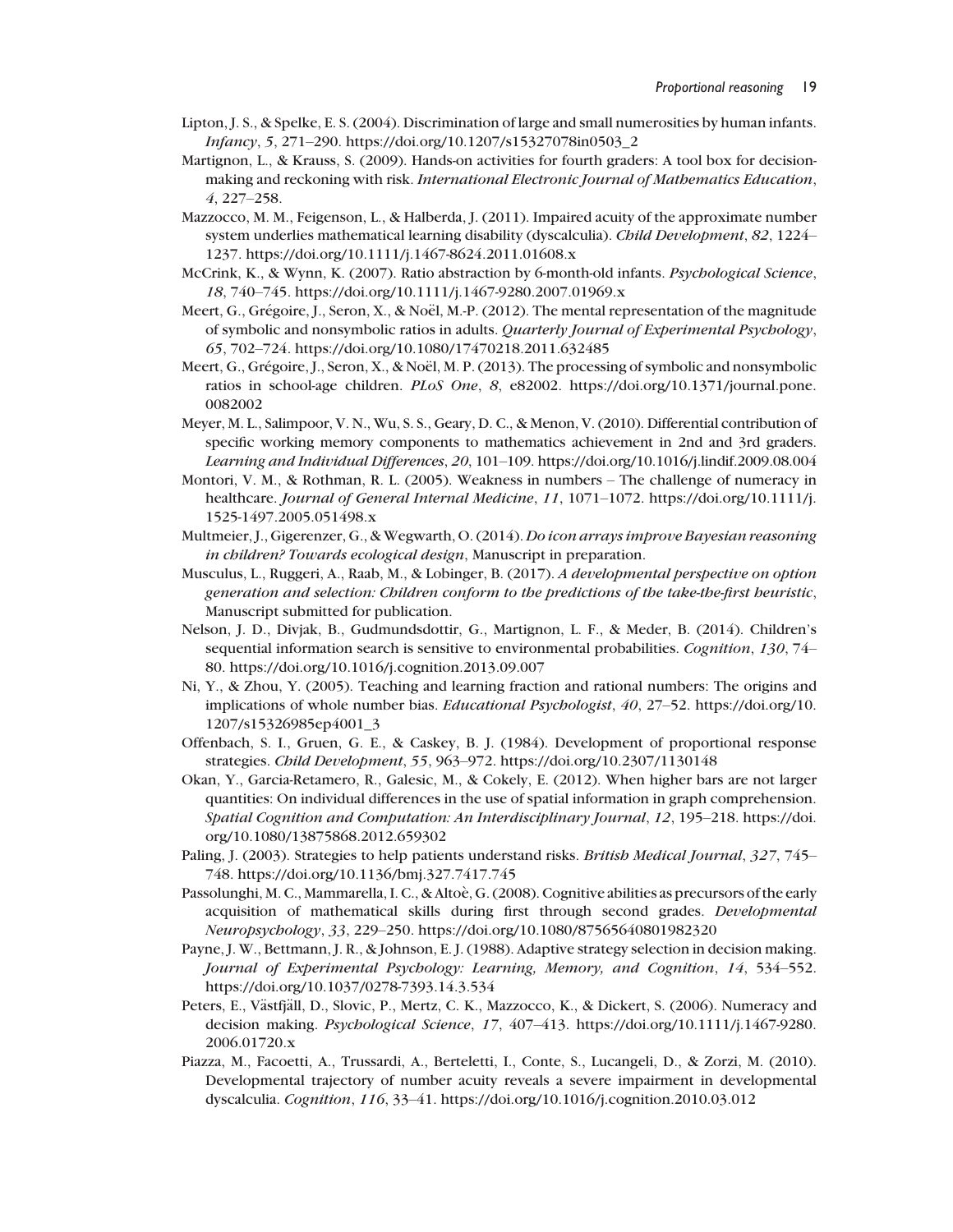Lipton, J. S., & Spelke, E. S. (2004). Discrimination of large and small numerosities by human infants. *Infancy*, *5*, 271–290. https://doi.org/10.1207/s15327078in0503_2

Martignon, L., & Krauss, S. (2009). Hands-on activities for fourth graders: A tool box for decision-making and reckoning with risk. *International Electronic Journal of Mathematics Education*, *4*, 227–258.

Mazzocco, M. M., Feigenson, L., & Halberda, J. (2011). Impaired acuity of the approximate number system underlies mathematical learning disability (dyscalculia). *Child Development*, *82*, 1224–1237. https://doi.org/10.1111/j.1467-8624.2011.01608.x

McCrink, K., & Wynn, K. (2007). Ratio abstraction by 6-month-old infants. *Psychological Science*, *18*, 740–745. https://doi.org/10.1111/j.1467-9280.2007.01969.x

Meert, G., Grégoire, J., Seron, X., & Noël, M.-P. (2012). The mental representation of the magnitude of symbolic and nonsymbolic ratios in adults. *Quarterly Journal of Experimental Psychology*, *65*, 702–724. https://doi.org/10.1080/17470218.2011.632485

Meert, G., Grégoire, J., Seron, X., & Noël, M. P. (2013). The processing of symbolic and nonsymbolic ratios in school-age children. *PLoS One*, *8*, e82002. https://doi.org/10.1371/journal.pone.0082002

Meyer, M. L., Salimpoor, V. N., Wu, S. S., Geary, D. C., & Menon, V. (2010). Differential contribution of specific working memory components to mathematics achievement in 2nd and 3rd graders. *Learning and Individual Differences*, *20*, 101–109. https://doi.org/10.1016/j.lindif.2009.08.004

Montori, V. M., & Rothman, R. L. (2005). Weakness in numbers – The challenge of numeracy in healthcare. *Journal of General Internal Medicine*, *11*, 1071–1072. https://doi.org/10.1111/j.1525-1497.2005.051498.x

Multmeier, J., Gigerenzer, G., & Wegwarth, O. (2014). *Do icon arrays improve Bayesian reasoning in children? Towards ecological design*, Manuscript in preparation.

Musculus, L., Ruggeri, A., Raab, M., & Lobinger, B. (2017). *A developmental perspective on option generation and selection: Children conform to the predictions of the take-the-first heuristic*, Manuscript submitted for publication.

Nelson, J. D., Divjak, B., Gudmundsdottir, G., Martignon, L. F., & Meder, B. (2014). Children's sequential information search is sensitive to environmental probabilities. *Cognition*, *130*, 74–80. https://doi.org/10.1016/j.cognition.2013.09.007

Ni, Y., & Zhou, Y. (2005). Teaching and learning fraction and rational numbers: The origins and implications of whole number bias. *Educational Psychologist*, *40*, 27–52. https://doi.org/10.1207/s15326985ep4001_3

Offenbach, S. I., Gruen, G. E., & Caskey, B. J. (1984). Development of proportional response strategies. *Child Development*, *55*, 963–972. https://doi.org/10.2307/1130148

Okan, Y., Garcia-Retamero, R., Galesic, M., & Cokely, E. (2012). When higher bars are not larger quantities: On individual differences in the use of spatial information in graph comprehension. *Spatial Cognition and Computation: An Interdisciplinary Journal*, *12*, 195–218. https://doi.org/10.1080/13875868.2012.659302

Paling, J. (2003). Strategies to help patients understand risks. *British Medical Journal*, *327*, 745–748. https://doi.org/10.1136/bmj.327.7417.745

Passolunghi, M. C., Mammarella, I. C., & Altoè, G. (2008). Cognitive abilities as precursors of the early acquisition of mathematical skills during first through second grades. *Developmental Neuropsychology*, *33*, 229–250. https://doi.org/10.1080/87565640801982320

Payne, J. W., Bettmann, J. R., & Johnson, E. J. (1988). Adaptive strategy selection in decision making. *Journal of Experimental Psychology: Learning, Memory, and Cognition*, *14*, 534–552. https://doi.org/10.1037/0278-7393.14.3.534

Peters, E., Västfjäll, D., Slovic, P., Mertz, C. K., Mazzocco, K., & Dickert, S. (2006). Numeracy and decision making. *Psychological Science*, *17*, 407–413. https://doi.org/10.1111/j.1467-9280.2006.01720.x

Piazza, M., Facoetti, A., Trussardi, A., Berteletti, I., Conte, S., Lucangeli, D., & Zorzi, M. (2010). Developmental trajectory of number acuity reveals a severe impairment in developmental dyscalculia. *Cognition*, *116*, 33–41. https://doi.org/10.1016/j.cognition.2010.03.012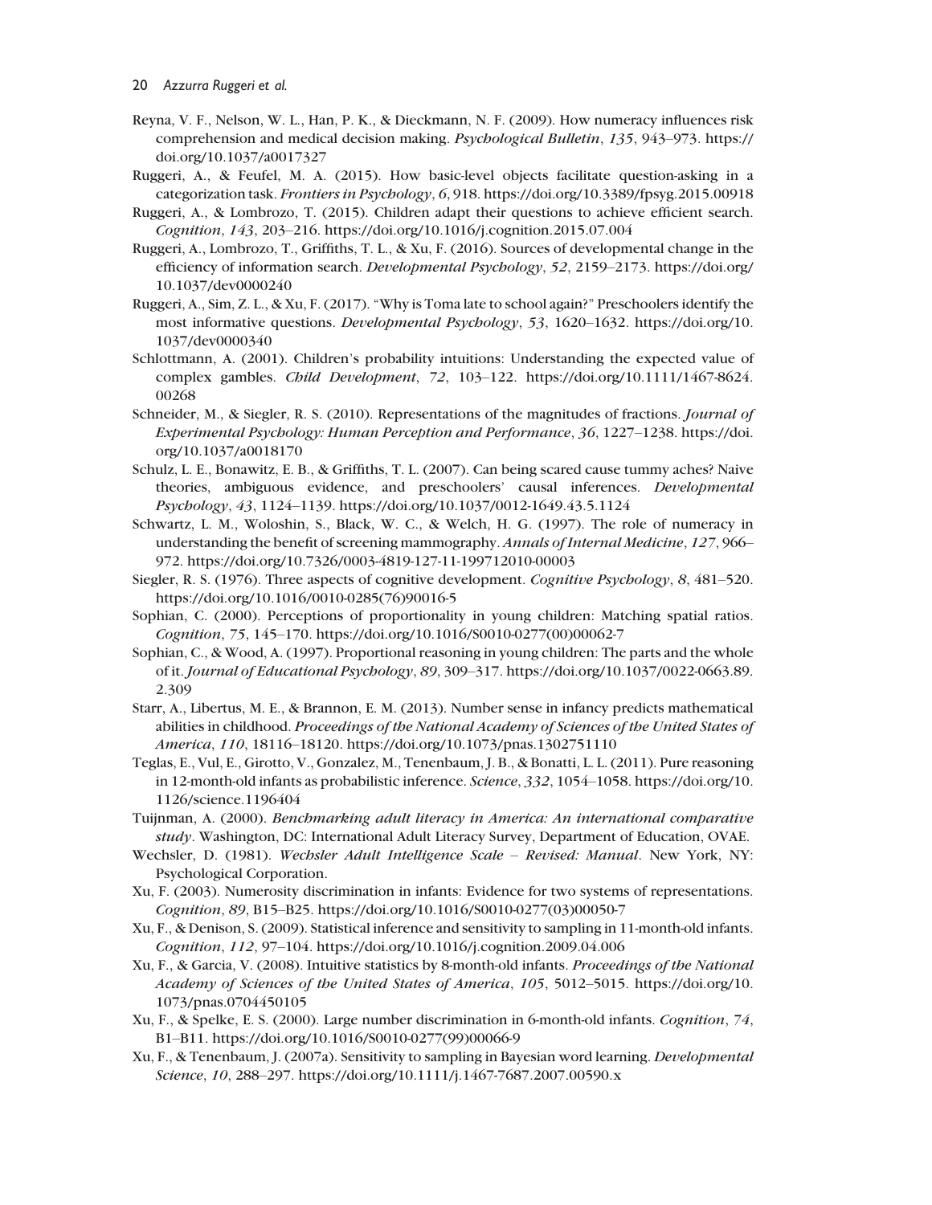Reyna, V. F., Nelson, W. L., Han, P. K., & Dieckmann, N. F. (2009). How numeracy influences risk comprehension and medical decision making. *Psychological Bulletin*, *135*, 943–973. https://doi.org/10.1037/a0017327

Ruggeri, A., & Feufel, M. A. (2015). How basic-level objects facilitate question-asking in a categorization task. *Frontiers in Psychology*, *6*, 918. https://doi.org/10.3389/fpsyg.2015.00918

Ruggeri, A., & Lombrozo, T. (2015). Children adapt their questions to achieve efficient search. *Cognition*, *143*, 203–216. https://doi.org/10.1016/j.cognition.2015.07.004

Ruggeri, A., Lombrozo, T., Griffiths, T. L., & Xu, F. (2016). Sources of developmental change in the efficiency of information search. *Developmental Psychology*, *52*, 2159–2173. https://doi.org/10.1037/dev0000240

Ruggeri, A., Sim, Z. L., & Xu, F. (2017). "Why is Toma late to school again?" Preschoolers identify the most informative questions. *Developmental Psychology*, *53*, 1620–1632. https://doi.org/10.1037/dev0000340

Schlottmann, A. (2001). Children's probability intuitions: Understanding the expected value of complex gambles. *Child Development*, *72*, 103–122. https://doi.org/10.1111/1467-8624.00268

Schneider, M., & Siegler, R. S. (2010). Representations of the magnitudes of fractions. *Journal of Experimental Psychology: Human Perception and Performance*, *36*, 1227–1238. https://doi.org/10.1037/a0018170

Schulz, L. E., Bonawitz, E. B., & Griffiths, T. L. (2007). Can being scared cause tummy aches? Naive theories, ambiguous evidence, and preschoolers' causal inferences. *Developmental Psychology*, *43*, 1124–1139. https://doi.org/10.1037/0012-1649.43.5.1124

Schwartz, L. M., Woloshin, S., Black, W. C., & Welch, H. G. (1997). The role of numeracy in understanding the benefit of screening mammography. *Annals of Internal Medicine*, *127*, 966–972. https://doi.org/10.7326/0003-4819-127-11-199712010-00003

Siegler, R. S. (1976). Three aspects of cognitive development. *Cognitive Psychology*, *8*, 481–520. https://doi.org/10.1016/0010-0285(76)90016-5

Sophian, C. (2000). Perceptions of proportionality in young children: Matching spatial ratios. *Cognition*, *75*, 145–170. https://doi.org/10.1016/S0010-0277(00)00062-7

Sophian, C., & Wood, A. (1997). Proportional reasoning in young children: The parts and the whole of it. *Journal of Educational Psychology*, *89*, 309–317. https://doi.org/10.1037/0022-0663.89.2.309

Starr, A., Libertus, M. E., & Brannon, E. M. (2013). Number sense in infancy predicts mathematical abilities in childhood. *Proceedings of the National Academy of Sciences of the United States of America*, *110*, 18116–18120. https://doi.org/10.1073/pnas.1302751110

Teglas, E., Vul, E., Girotto, V., Gonzalez, M., Tenenbaum, J. B., & Bonatti, L. L. (2011). Pure reasoning in 12-month-old infants as probabilistic inference. *Science*, *332*, 1054–1058. https://doi.org/10.1126/science.1196404

Tuijnman, A. (2000). *Benchmarking adult literacy in America: An international comparative study*. Washington, DC: International Adult Literacy Survey, Department of Education, OVAE.

Wechsler, D. (1981). *Wechsler Adult Intelligence Scale – Revised: Manual*. New York, NY: Psychological Corporation.

Xu, F. (2003). Numerosity discrimination in infants: Evidence for two systems of representations. *Cognition*, *89*, B15–B25. https://doi.org/10.1016/S0010-0277(03)00050-7

Xu, F., & Denison, S. (2009). Statistical inference and sensitivity to sampling in 11-month-old infants. *Cognition*, *112*, 97–104. https://doi.org/10.1016/j.cognition.2009.04.006

Xu, F., & Garcia, V. (2008). Intuitive statistics by 8-month-old infants. *Proceedings of the National Academy of Sciences of the United States of America*, *105*, 5012–5015. https://doi.org/10.1073/pnas.0704450105

Xu, F., & Spelke, E. S. (2000). Large number discrimination in 6-month-old infants. *Cognition*, *74*, B1–B11. https://doi.org/10.1016/S0010-0277(99)00066-9

Xu, F., & Tenenbaum, J. (2007a). Sensitivity to sampling in Bayesian word learning. *Developmental Science*, *10*, 288–297. https://doi.org/10.1111/j.1467-7687.2007.00590.x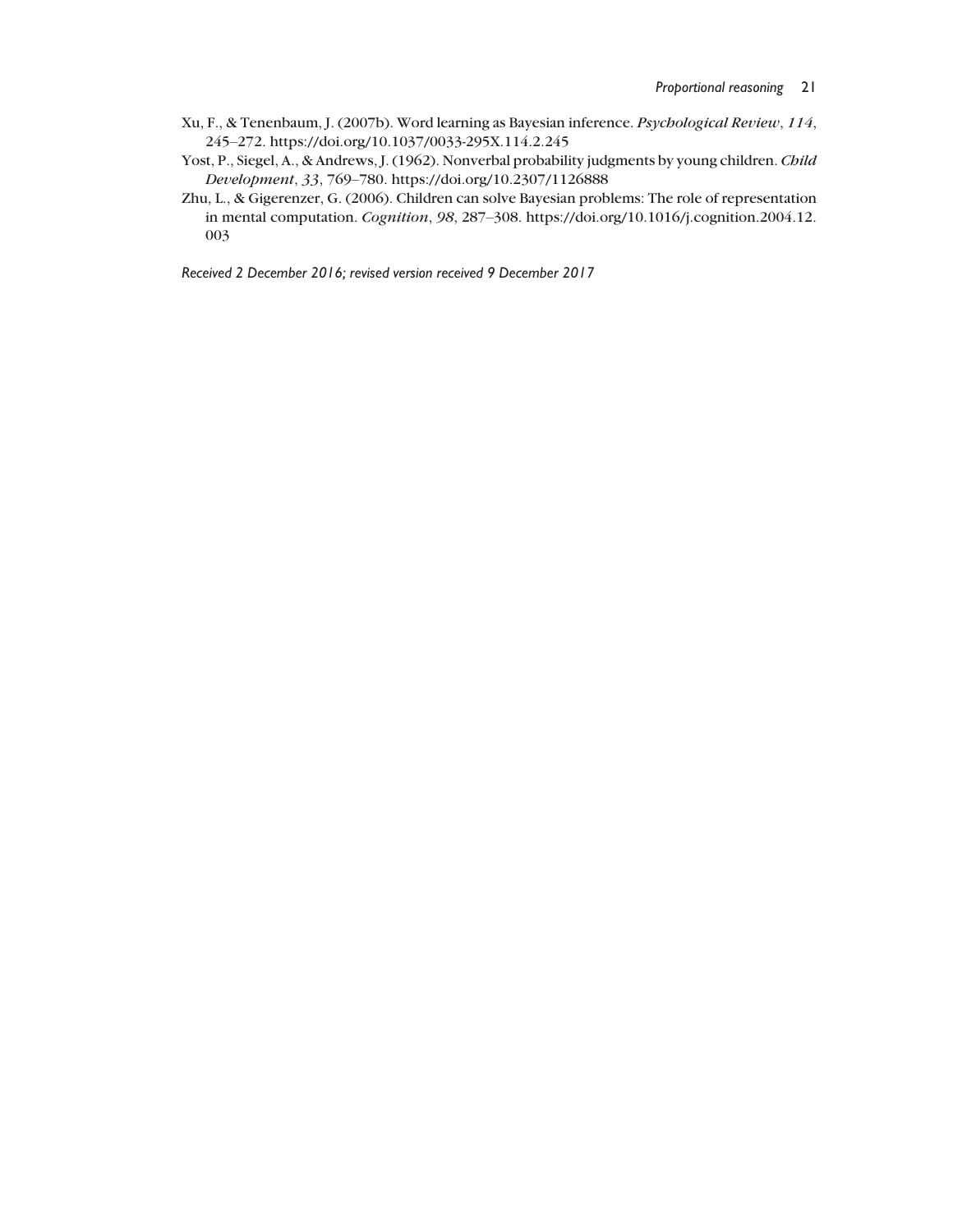Xu, F., & Tenenbaum, J. (2007b). Word learning as Bayesian inference. *Psychological Review*, *114*, 245–272. https://doi.org/10.1037/0033-295X.114.2.245

Yost, P., Siegel, A., & Andrews, J. (1962). Nonverbal probability judgments by young children. *Child Development*, *33*, 769–780. https://doi.org/10.2307/1126888

Zhu, L., & Gigerenzer, G. (2006). Children can solve Bayesian problems: The role of representation in mental computation. *Cognition*, *98*, 287–308. https://doi.org/10.1016/j.cognition.2004.12.003

*Received 2 December 2016; revised version received 9 December 2017*